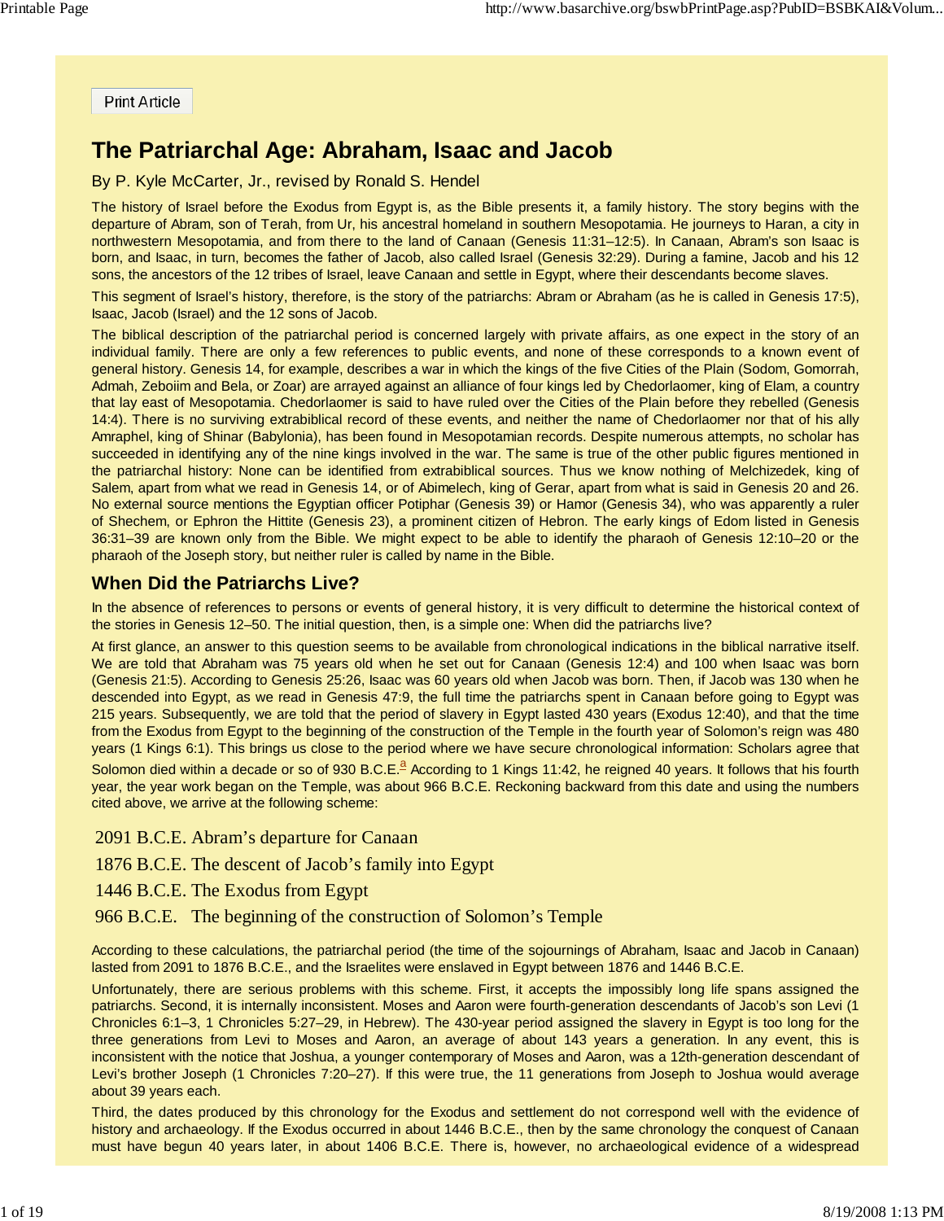# The Patriarchal Age: Abraham, Isaac and Jacob

By P. Kyle McCarter, Jr., revised by Ronald S. Hendel

The history of Israel before the Exodus from Egypt is, as the Bible presents it, a family history. The story begins with the departure of Abram, son of Terah, from Ur, his ancestral homeland in southern Mesopotamia. He journeys to Haran, a city in northwestern Mesopotamia, and from there to the land of Canaan (Genesis 11:31–12:5). In Canaan, Abram's son Isaac is born, and Isaac, in turn, becomes the father of Jacob, also called Israel (Genesis 32:29). During a famine, Jacob and his 12 sons, the ancestors of the 12 tribes of Israel, leave Canaan and settle in Egypt, where their descendants become slaves.

This segment of Israel's history, therefore, is the story of the patriarchs: Abram or Abraham (as he is called in Genesis 17:5), Isaac, Jacob (Israel) and the 12 sons of Jacob.

The biblical description of the patriarchal period is concerned largely with private affairs, as one expect in the story of an individual family. There are only a few references to public events, and none of these corresponds to a known event of general history. Genesis 14, for example, describes a war in which the kings of the five Cities of the Plain (Sodom, Gomorrah, Admah, Zeboiim and Bela, or Zoar) are arrayed against an alliance of four kings led by Chedorlaomer, king of Elam, a country that lay east of Mesopotamia. Chedorlaomer is said to have ruled over the Cities of the Plain before they rebelled (Genesis 14:4). There is no surviving extrabiblical record of these events, and neither the name of Chedorlaomer nor that of his ally Amraphel, king of Shinar (Babylonia), has been found in Mesopotamian records. Despite numerous attempts, no scholar has succeeded in identifying any of the nine kings involved in the war. The same is true of the other public figures mentioned in the patriarchal history: None can be identified from extrabiblical sources. Thus we know nothing of Melchizedek, king of Salem, apart from what we read in Genesis 14, or of Abimelech, king of Gerar, apart from what is said in Genesis 20 and 26. No external source mentions the Egyptian officer Potiphar (Genesis 39) or Hamor (Genesis 34), who was apparently a ruler of Shechem, or Ephron the Hittite (Genesis 23), a prominent citizen of Hebron. The early kings of Edom listed in Genesis 36:31–39 are known only from the Bible. We might expect to be able to identify the pharaoh of Genesis 12:10–20 or the pharaoh of the Joseph story, but neither ruler is called by name in the Bible.

## When Did the Patriarchs Live?

In the absence of references to persons or events of general history, it is very difficult to determine the historical context of the stories in Genesis 12–50. The initial question, then, is a simple one: When did the patriarchs live?

At first glance, an answer to this question seems to be available from chronological indications in the biblical narrative itself. We are told that Abraham was 75 years old when he set out for Canaan (Genesis 12:4) and 100 when Isaac was born (Genesis 21:5). According to Genesis 25:26, Isaac was 60 years old when Jacob was born. Then, if Jacob was 130 when he descended into Egypt, as we read in Genesis 47:9, the full time the patriarchs spent in Canaan before going to Egypt was 215 years. Subsequently, we are told that the period of slavery in Egypt lasted 430 years (Exodus 12:40), and that the time from the Exodus from Egypt to the beginning of the construction of the Temple in the fourth year of Solomon's reign was 480 years (1 Kings 6:1). This brings us close to the period where we have secure chronological information: Scholars agree that Solomon died within a decade or so of 930 B.C.E.[a] According to 1 Kings 11:42, he reigned 40 years. It follows that his fourth year, the year work began on the Temple, was about 966 B.C.E. Reckoning backward from this date and using the numbers cited above, we arrive at the following scheme:

2091 B.C.E. Abram's departure for Canaan

1876 B.C.E. The descent of Jacob's family into Egypt

1446 B.C.E. The Exodus from Egypt

966 B.C.E. The beginning of the construction of Solomon's Temple

According to these calculations, the patriarchal period (the time of the sojournings of Abraham, Isaac and Jacob in Canaan) lasted from 2091 to 1876 B.C.E., and the Israelites were enslaved in Egypt between 1876 and 1446 B.C.E.

Unfortunately, there are serious problems with this scheme. First, it accepts the impossibly long life spans assigned the patriarchs. Second, it is internally inconsistent. Moses and Aaron were fourth-generation descendants of Jacob's son Levi (1 Chronicles 6:1–3, 1 Chronicles 5:27–29, in Hebrew). The 430-year period assigned the slavery in Egypt is too long for the three generations from Levi to Moses and Aaron, an average of about 143 years a generation. In any event, this is inconsistent with the notice that Joshua, a younger contemporary of Moses and Aaron, was a 12th-generation descendant of Levi's brother Joseph (1 Chronicles 7:20–27). If this were true, the 11 generations from Joseph to Joshua would average about 39 years each.

Third, the dates produced by this chronology for the Exodus and settlement do not correspond well with the evidence of history and archaeology. If the Exodus occurred in about 1446 B.C.E., then by the same chronology the conquest of Canaan must have begun 40 years later, in about 1406 B.C.E. There is, however, no archaeological evidence of a widespread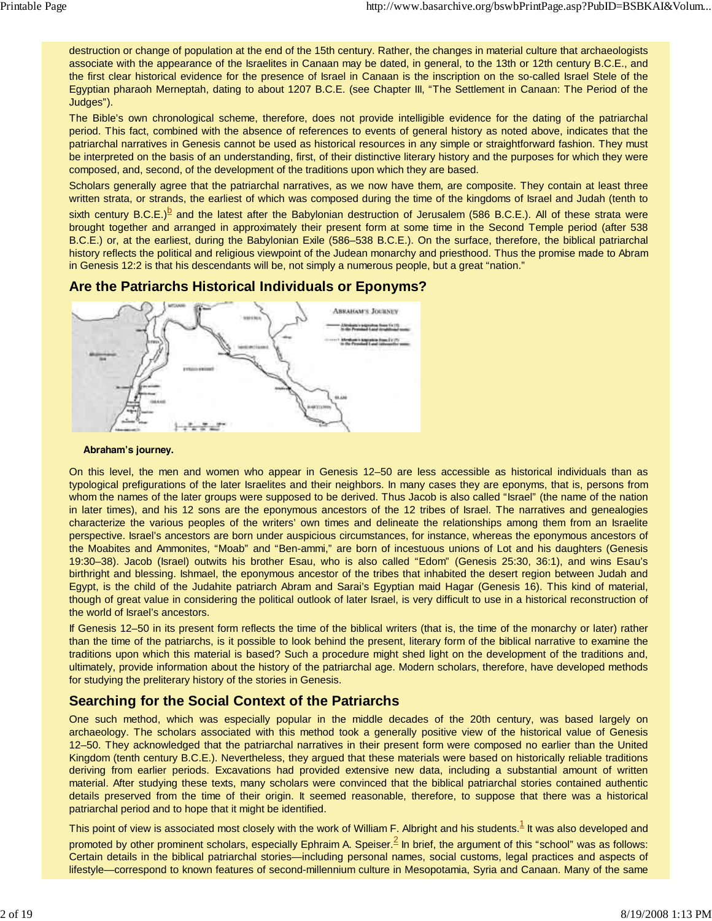destruction or change of population at the end of the 15th century. Rather, the changes in material culture that archaeologists associate with the appearance of the Israelites in Canaan may be dated, in general, to the 13th or 12th century B.C.E., and the first clear historical evidence for the presence of Israel in Canaan is the inscription on the so-called Israel Stele of the Egyptian pharaoh Merneptah, dating to about 1207 B.C.E. (see Chapter III, "The Settlement in Canaan: The Period of the Judges").

The Bible's own chronological scheme, therefore, does not provide intelligible evidence for the dating of the patriarchal period. This fact, combined with the absence of references to events of general history as noted above, indicates that the patriarchal narratives in Genesis cannot be used as historical resources in any simple or straightforward fashion. They must be interpreted on the basis of an understanding, first, of their distinctive literary history and the purposes for which they were composed, and, second, of the development of the traditions upon which they are based.

Scholars generally agree that the patriarchal narratives, as we now have them, are composite. They contain at least three written strata, or strands, the earliest of which was composed during the time of the kingdoms of Israel and Judah (tenth to sixth century B.C.E.)[b] and the latest after the Babylonian destruction of Jerusalem (586 B.C.E.). All of these strata were brought together and arranged in approximately their present form at some time in the Second Temple period (after 538 B.C.E.) or, at the earliest, during the Babylonian Exile (586–538 B.C.E.). On the surface, therefore, the biblical patriarchal history reflects the political and religious viewpoint of the Judean monarchy and priesthood. Thus the promise made to Abram in Genesis 12:2 is that his descendants will be, not simply a numerous people, but a great "nation."

## Are the Patriarchs Historical Individuals or Eponyms?

**Abraham's journey.**

On this level, the men and women who appear in Genesis 12–50 are less accessible as historical individuals than as typological prefigurations of the later Israelites and their neighbors. In many cases they are eponyms, that is, persons from whom the names of the later groups were supposed to be derived. Thus Jacob is also called "Israel" (the name of the nation in later times), and his 12 sons are the eponymous ancestors of the 12 tribes of Israel. The narratives and genealogies characterize the various peoples of the writers' own times and delineate the relationships among them from an Israelite perspective. Israel's ancestors are born under auspicious circumstances, for instance, whereas the eponymous ancestors of the Moabites and Ammonites, "Moab" and "Ben-ammi," are born of incestuous unions of Lot and his daughters (Genesis 19:30–38). Jacob (Israel) outwits his brother Esau, who is also called "Edom" (Genesis 25:30, 36:1), and wins Esau's birthright and blessing. Ishmael, the eponymous ancestor of the tribes that inhabited the desert region between Judah and Egypt, is the child of the Judahite patriarch Abram and Sarai's Egyptian maid Hagar (Genesis 16). This kind of material, though of great value in considering the political outlook of later Israel, is very difficult to use in a historical reconstruction of the world of Israel's ancestors.

If Genesis 12–50 in its present form reflects the time of the biblical writers (that is, the time of the monarchy or later) rather than the time of the patriarchs, is it possible to look behind the present, literary form of the biblical narrative to examine the traditions upon which this material is based? Such a procedure might shed light on the development of the traditions and, ultimately, provide information about the history of the patriarchal age. Modern scholars, therefore, have developed methods for studying the preliterary history of the stories in Genesis.

## Searching for the Social Context of the Patriarchs

One such method, which was especially popular in the middle decades of the 20th century, was based largely on archaeology. The scholars associated with this method took a generally positive view of the historical value of Genesis 12–50. They acknowledged that the patriarchal narratives in their present form were composed no earlier than the United Kingdom (tenth century B.C.E.). Nevertheless, they argued that these materials were based on historically reliable traditions deriving from earlier periods. Excavations had provided extensive new data, including a substantial amount of written material. After studying these texts, many scholars were convinced that the biblical patriarchal stories contained authentic details preserved from the time of their origin. It seemed reasonable, therefore, to suppose that there was a historical patriarchal period and to hope that it might be identified.

This point of view is associated most closely with the work of William F. Albright and his students.[1] It was also developed and promoted by other prominent scholars, especially Ephraim A. Speiser.[2] In brief, the argument of this "school" was as follows: Certain details in the biblical patriarchal stories—including personal names, social customs, legal practices and aspects of lifestyle—correspond to known features of second-millennium culture in Mesopotamia, Syria and Canaan. Many of the same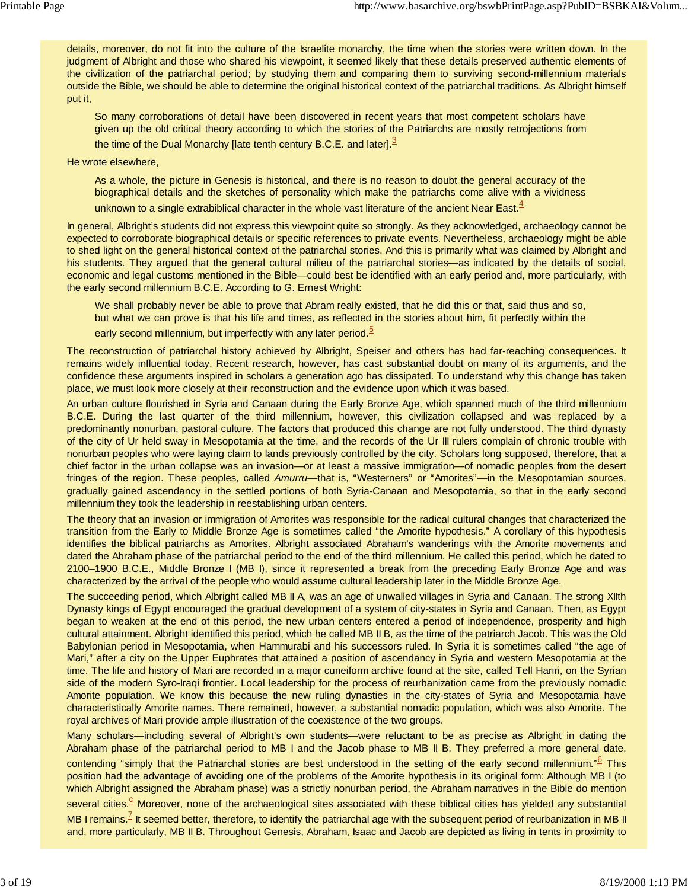details, moreover, do not fit into the culture of the Israelite monarchy, the time when the stories were written down. In the judgment of Albright and those who shared his viewpoint, it seemed likely that these details preserved authentic elements of the civilization of the patriarchal period; by studying them and comparing them to surviving second-millennium materials outside the Bible, we should be able to determine the original historical context of the patriarchal traditions. As Albright himself put it,

> So many corroborations of detail have been discovered in recent years that most competent scholars have given up the old critical theory according to which the stories of the Patriarchs are mostly retrojections from the time of the Dual Monarchy [late tenth century B.C.E. and later].[3]

He wrote elsewhere,

> As a whole, the picture in Genesis is historical, and there is no reason to doubt the general accuracy of the biographical details and the sketches of personality which make the patriarchs come alive with a vividness unknown to a single extrabiblical character in the whole vast literature of the ancient Near East.[4]

In general, Albright's students did not express this viewpoint quite so strongly. As they acknowledged, archaeology cannot be expected to corroborate biographical details or specific references to private events. Nevertheless, archaeology might be able to shed light on the general historical context of the patriarchal stories. And this is primarily what was claimed by Albright and his students. They argued that the general cultural milieu of the patriarchal stories—as indicated by the details of social, economic and legal customs mentioned in the Bible—could best be identified with an early period and, more particularly, with the early second millennium B.C.E. According to G. Ernest Wright:

> We shall probably never be able to prove that Abram really existed, that he did this or that, said thus and so, but what we can prove is that his life and times, as reflected in the stories about him, fit perfectly within the early second millennium, but imperfectly with any later period.[5]

The reconstruction of patriarchal history achieved by Albright, Speiser and others has had far-reaching consequences. It remains widely influential today. Recent research, however, has cast substantial doubt on many of its arguments, and the confidence these arguments inspired in scholars a generation ago has dissipated. To understand why this change has taken place, we must look more closely at their reconstruction and the evidence upon which it was based.

An urban culture flourished in Syria and Canaan during the Early Bronze Age, which spanned much of the third millennium B.C.E. During the last quarter of the third millennium, however, this civilization collapsed and was replaced by a predominantly nonurban, pastoral culture. The factors that produced this change are not fully understood. The third dynasty of the city of Ur held sway in Mesopotamia at the time, and the records of the Ur III rulers complain of chronic trouble with nonurban peoples who were laying claim to lands previously controlled by the city. Scholars long supposed, therefore, that a chief factor in the urban collapse was an invasion—or at least a massive immigration—of nomadic peoples from the desert fringes of the region. These peoples, called *Amurru*—that is, "Westerners" or "Amorites"—in the Mesopotamian sources, gradually gained ascendancy in the settled portions of both Syria-Canaan and Mesopotamia, so that in the early second millennium they took the leadership in reestablishing urban centers.

The theory that an invasion or immigration of Amorites was responsible for the radical cultural changes that characterized the transition from the Early to Middle Bronze Age is sometimes called "the Amorite hypothesis." A corollary of this hypothesis identifies the biblical patriarchs as Amorites. Albright associated Abraham's wanderings with the Amorite movements and dated the Abraham phase of the patriarchal period to the end of the third millennium. He called this period, which he dated to 2100–1900 B.C.E., Middle Bronze I (MB I), since it represented a break from the preceding Early Bronze Age and was characterized by the arrival of the people who would assume cultural leadership later in the Middle Bronze Age.

The succeeding period, which Albright called MB II A, was an age of unwalled villages in Syria and Canaan. The strong XIIth Dynasty kings of Egypt encouraged the gradual development of a system of city-states in Syria and Canaan. Then, as Egypt began to weaken at the end of this period, the new urban centers entered a period of independence, prosperity and high cultural attainment. Albright identified this period, which he called MB II B, as the time of the patriarch Jacob. This was the Old Babylonian period in Mesopotamia, when Hammurabi and his successors ruled. In Syria it is sometimes called "the age of Mari," after a city on the Upper Euphrates that attained a position of ascendancy in Syria and western Mesopotamia at the time. The life and history of Mari are recorded in a major cuneiform archive found at the site, called Tell Hariri, on the Syrian side of the modern Syro-Iraqi frontier. Local leadership for the process of reurbanization came from the previously nomadic Amorite population. We know this because the new ruling dynasties in the city-states of Syria and Mesopotamia have characteristically Amorite names. There remained, however, a substantial nomadic population, which was also Amorite. The royal archives of Mari provide ample illustration of the coexistence of the two groups.

Many scholars—including several of Albright's own students—were reluctant to be as precise as Albright in dating the Abraham phase of the patriarchal period to MB I and the Jacob phase to MB II B. They preferred a more general date, contending "simply that the Patriarchal stories are best understood in the setting of the early second millennium."[6] This position had the advantage of avoiding one of the problems of the Amorite hypothesis in its original form: Although MB I (to which Albright assigned the Abraham phase) was a strictly nonurban period, the Abraham narratives in the Bible do mention several cities.[c] Moreover, none of the archaeological sites associated with these biblical cities has yielded any substantial MB I remains.[7] It seemed better, therefore, to identify the patriarchal age with the subsequent period of reurbanization in MB II and, more particularly, MB II B. Throughout Genesis, Abraham, Isaac and Jacob are depicted as living in tents in proximity to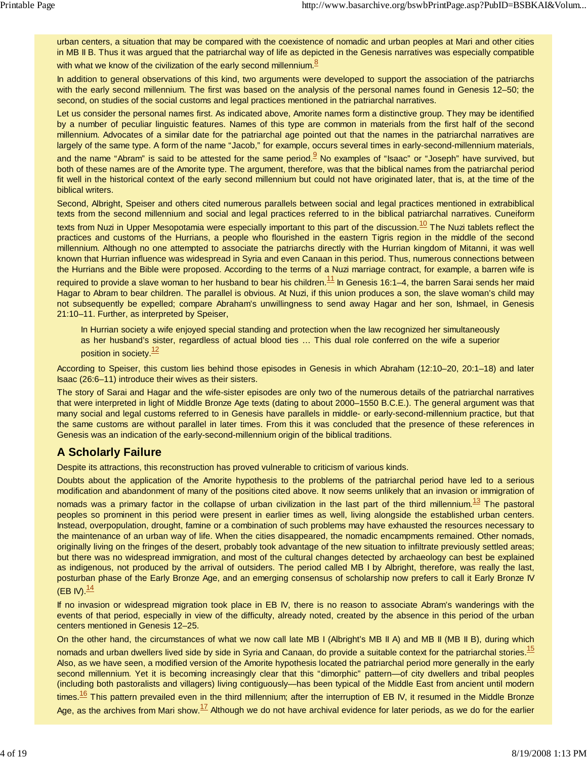urban centers, a situation that may be compared with the coexistence of nomadic and urban peoples at Mari and other cities in MB II B. Thus it was argued that the patriarchal way of life as depicted in the Genesis narratives was especially compatible with what we know of the civilization of the early second millennium.[8]

In addition to general observations of this kind, two arguments were developed to support the association of the patriarchs with the early second millennium. The first was based on the analysis of the personal names found in Genesis 12–50; the second, on studies of the social customs and legal practices mentioned in the patriarchal narratives.

Let us consider the personal names first. As indicated above, Amorite names form a distinctive group. They may be identified by a number of peculiar linguistic features. Names of this type are common in materials from the first half of the second millennium. Advocates of a similar date for the patriarchal age pointed out that the names in the patriarchal narratives are largely of the same type. A form of the name "Jacob," for example, occurs several times in early-second-millennium materials, and the name "Abram" is said to be attested for the same period.[9] No examples of "Isaac" or "Joseph" have survived, but both of these names are of the Amorite type. The argument, therefore, was that the biblical names from the patriarchal period fit well in the historical context of the early second millennium but could not have originated later, that is, at the time of the biblical writers.

Second, Albright, Speiser and others cited numerous parallels between social and legal practices mentioned in extrabiblical texts from the second millennium and social and legal practices referred to in the biblical patriarchal narratives. Cuneiform texts from Nuzi in Upper Mesopotamia were especially important to this part of the discussion.[10] The Nuzi tablets reflect the practices and customs of the Hurrians, a people who flourished in the eastern Tigris region in the middle of the second millennium. Although no one attempted to associate the patriarchs directly with the Hurrian kingdom of Mitanni, it was well known that Hurrian influence was widespread in Syria and even Canaan in this period. Thus, numerous connections between the Hurrians and the Bible were proposed. According to the terms of a Nuzi marriage contract, for example, a barren wife is required to provide a slave woman to her husband to bear his children.[11] In Genesis 16:1–4, the barren Sarai sends her maid Hagar to Abram to bear children. The parallel is obvious. At Nuzi, if this union produces a son, the slave woman's child may not subsequently be expelled; compare Abraham's unwillingness to send away Hagar and her son, Ishmael, in Genesis 21:10–11. Further, as interpreted by Speiser,

> In Hurrian society a wife enjoyed special standing and protection when the law recognized her simultaneously as her husband's sister, regardless of actual blood ties … This dual role conferred on the wife a superior position in society.[12]

According to Speiser, this custom lies behind those episodes in Genesis in which Abraham (12:10–20, 20:1–18) and later Isaac (26:6–11) introduce their wives as their sisters.

The story of Sarai and Hagar and the wife-sister episodes are only two of the numerous details of the patriarchal narratives that were interpreted in light of Middle Bronze Age texts (dating to about 2000–1550 B.C.E.). The general argument was that many social and legal customs referred to in Genesis have parallels in middle- or early-second-millennium practice, but that the same customs are without parallel in later times. From this it was concluded that the presence of these references in Genesis was an indication of the early-second-millennium origin of the biblical traditions.

## A Scholarly Failure

Despite its attractions, this reconstruction has proved vulnerable to criticism of various kinds.

Doubts about the application of the Amorite hypothesis to the problems of the patriarchal period have led to a serious modification and abandonment of many of the positions cited above. It now seems unlikely that an invasion or immigration of nomads was a primary factor in the collapse of urban civilization in the last part of the third millennium.[13] The pastoral peoples so prominent in this period were present in earlier times as well, living alongside the established urban centers. Instead, overpopulation, drought, famine or a combination of such problems may have exhausted the resources necessary to the maintenance of an urban way of life. When the cities disappeared, the nomadic encampments remained. Other nomads, originally living on the fringes of the desert, probably took advantage of the new situation to infiltrate previously settled areas; but there was no widespread immigration, and most of the cultural changes detected by archaeology can best be explained as indigenous, not produced by the arrival of outsiders. The period called MB I by Albright, therefore, was really the last, posturban phase of the Early Bronze Age, and an emerging consensus of scholarship now prefers to call it Early Bronze IV (EB IV).[14]

If no invasion or widespread migration took place in EB IV, there is no reason to associate Abram's wanderings with the events of that period, especially in view of the difficulty, already noted, created by the absence in this period of the urban centers mentioned in Genesis 12–25.

On the other hand, the circumstances of what we now call late MB I (Albright's MB II A) and MB II (MB II B), during which nomads and urban dwellers lived side by side in Syria and Canaan, do provide a suitable context for the patriarchal stories.[15] Also, as we have seen, a modified version of the Amorite hypothesis located the patriarchal period more generally in the early second millennium. Yet it is becoming increasingly clear that this "dimorphic" pattern—of city dwellers and tribal peoples (including both pastoralists and villagers) living contiguously—has been typical of the Middle East from ancient until modern times.[16] This pattern prevailed even in the third millennium; after the interruption of EB IV, it resumed in the Middle Bronze Age, as the archives from Mari show.[17] Although we do not have archival evidence for later periods, as we do for the earlier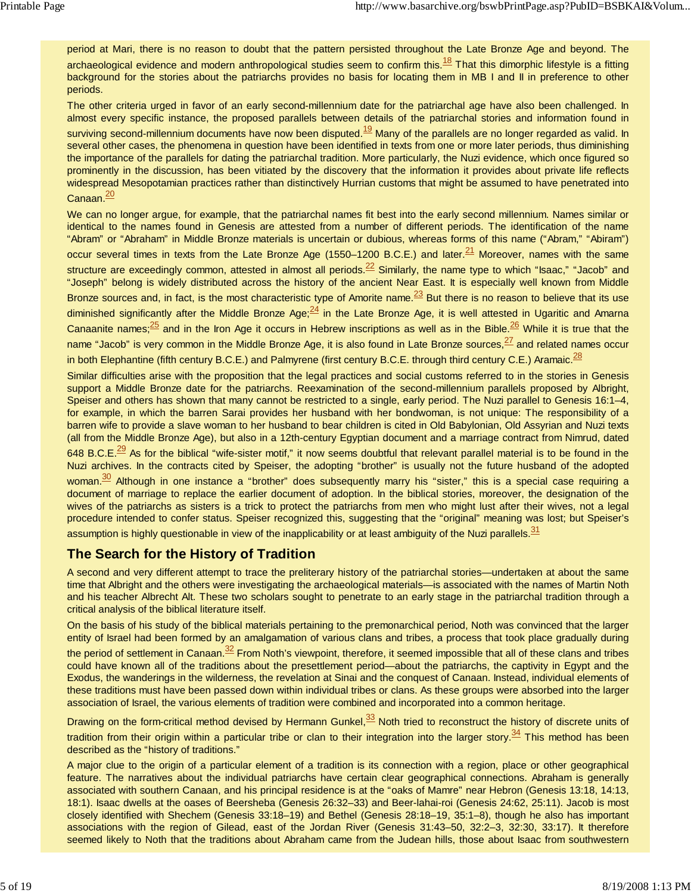period at Mari, there is no reason to doubt that the pattern persisted throughout the Late Bronze Age and beyond. The archaeological evidence and modern anthropological studies seem to confirm this.[18] That this dimorphic lifestyle is a fitting background for the stories about the patriarchs provides no basis for locating them in MB I and II in preference to other periods.

The other criteria urged in favor of an early second-millennium date for the patriarchal age have also been challenged. In almost every specific instance, the proposed parallels between details of the patriarchal stories and information found in surviving second-millennium documents have now been disputed.[19] Many of the parallels are no longer regarded as valid. In several other cases, the phenomena in question have been identified in texts from one or more later periods, thus diminishing the importance of the parallels for dating the patriarchal tradition. More particularly, the Nuzi evidence, which once figured so prominently in the discussion, has been vitiated by the discovery that the information it provides about private life reflects widespread Mesopotamian practices rather than distinctively Hurrian customs that might be assumed to have penetrated into Canaan.[20]

We can no longer argue, for example, that the patriarchal names fit best into the early second millennium. Names similar or identical to the names found in Genesis are attested from a number of different periods. The identification of the name "Abram" or "Abraham" in Middle Bronze materials is uncertain or dubious, whereas forms of this name ("Abram," "Abiram") occur several times in texts from the Late Bronze Age (1550–1200 B.C.E.) and later.[21] Moreover, names with the same structure are exceedingly common, attested in almost all periods.[22] Similarly, the name type to which "Isaac," "Jacob" and "Joseph" belong is widely distributed across the history of the ancient Near East. It is especially well known from Middle Bronze sources and, in fact, is the most characteristic type of Amorite name.[23] But there is no reason to believe that its use diminished significantly after the Middle Bronze Age;[24] in the Late Bronze Age, it is well attested in Ugaritic and Amarna Canaanite names;[25] and in the Iron Age it occurs in Hebrew inscriptions as well as in the Bible.[26] While it is true that the name "Jacob" is very common in the Middle Bronze Age, it is also found in Late Bronze sources,[27] and related names occur in both Elephantine (fifth century B.C.E.) and Palmyrene (first century B.C.E. through third century C.E.) Aramaic.[28]

Similar difficulties arise with the proposition that the legal practices and social customs referred to in the stories in Genesis support a Middle Bronze date for the patriarchs. Reexamination of the second-millennium parallels proposed by Albright, Speiser and others has shown that many cannot be restricted to a single, early period. The Nuzi parallel to Genesis 16:1–4, for example, in which the barren Sarai provides her husband with her bondwoman, is not unique: The responsibility of a barren wife to provide a slave woman to her husband to bear children is cited in Old Babylonian, Old Assyrian and Nuzi texts (all from the Middle Bronze Age), but also in a 12th-century Egyptian document and a marriage contract from Nimrud, dated 648 B.C.E.[29] As for the biblical "wife-sister motif," it now seems doubtful that relevant parallel material is to be found in the Nuzi archives. In the contracts cited by Speiser, the adopting "brother" is usually not the future husband of the adopted woman.[30] Although in one instance a "brother" does subsequently marry his "sister," this is a special case requiring a document of marriage to replace the earlier document of adoption. In the biblical stories, moreover, the designation of the wives of the patriarchs as sisters is a trick to protect the patriarchs from men who might lust after their wives, not a legal procedure intended to confer status. Speiser recognized this, suggesting that the "original" meaning was lost; but Speiser's assumption is highly questionable in view of the inapplicability or at least ambiguity of the Nuzi parallels.[31]

## The Search for the History of Tradition

A second and very different attempt to trace the preliterary history of the patriarchal stories—undertaken at about the same time that Albright and the others were investigating the archaeological materials—is associated with the names of Martin Noth and his teacher Albrecht Alt. These two scholars sought to penetrate to an early stage in the patriarchal tradition through a critical analysis of the biblical literature itself.

On the basis of his study of the biblical materials pertaining to the premonarchical period, Noth was convinced that the larger entity of Israel had been formed by an amalgamation of various clans and tribes, a process that took place gradually during the period of settlement in Canaan.[32] From Noth's viewpoint, therefore, it seemed impossible that all of these clans and tribes could have known all of the traditions about the presettlement period—about the patriarchs, the captivity in Egypt and the Exodus, the wanderings in the wilderness, the revelation at Sinai and the conquest of Canaan. Instead, individual elements of these traditions must have been passed down within individual tribes or clans. As these groups were absorbed into the larger association of Israel, the various elements of tradition were combined and incorporated into a common heritage.

Drawing on the form-critical method devised by Hermann Gunkel,[33] Noth tried to reconstruct the history of discrete units of tradition from their origin within a particular tribe or clan to their integration into the larger story.[34] This method has been described as the "history of traditions."

A major clue to the origin of a particular element of a tradition is its connection with a region, place or other geographical feature. The narratives about the individual patriarchs have certain clear geographical connections. Abraham is generally associated with southern Canaan, and his principal residence is at the "oaks of Mamre" near Hebron (Genesis 13:18, 14:13, 18:1). Isaac dwells at the oases of Beersheba (Genesis 26:32–33) and Beer-lahai-roi (Genesis 24:62, 25:11). Jacob is most closely identified with Shechem (Genesis 33:18–19) and Bethel (Genesis 28:18–19, 35:1–8), though he also has important associations with the region of Gilead, east of the Jordan River (Genesis 31:43–50, 32:2–3, 32:30, 33:17). It therefore seemed likely to Noth that the traditions about Abraham came from the Judean hills, those about Isaac from southwestern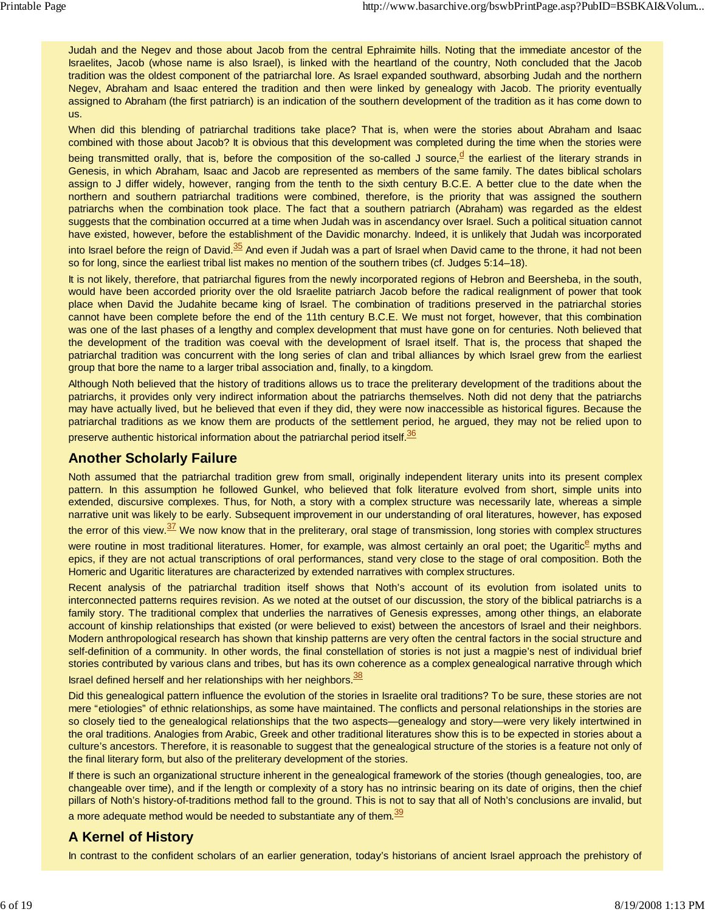Judah and the Negev and those about Jacob from the central Ephraimite hills. Noting that the immediate ancestor of the Israelites, Jacob (whose name is also Israel), is linked with the heartland of the country, Noth concluded that the Jacob tradition was the oldest component of the patriarchal lore. As Israel expanded southward, absorbing Judah and the northern Negev, Abraham and Isaac entered the tradition and then were linked by genealogy with Jacob. The priority eventually assigned to Abraham (the first patriarch) is an indication of the southern development of the tradition as it has come down to us.

When did this blending of patriarchal traditions take place? That is, when were the stories about Abraham and Isaac combined with those about Jacob? It is obvious that this development was completed during the time when the stories were being transmitted orally, that is, before the composition of the so-called J source,[d] the earliest of the literary strands in Genesis, in which Abraham, Isaac and Jacob are represented as members of the same family. The dates biblical scholars assign to J differ widely, however, ranging from the tenth to the sixth century B.C.E. A better clue to the date when the northern and southern patriarchal traditions were combined, therefore, is the priority that was assigned the southern patriarchs when the combination took place. The fact that a southern patriarch (Abraham) was regarded as the eldest suggests that the combination occurred at a time when Judah was in ascendancy over Israel. Such a political situation cannot have existed, however, before the establishment of the Davidic monarchy. Indeed, it is unlikely that Judah was incorporated into Israel before the reign of David.[35] And even if Judah was a part of Israel when David came to the throne, it had not been so for long, since the earliest tribal list makes no mention of the southern tribes (cf. Judges 5:14–18).

It is not likely, therefore, that patriarchal figures from the newly incorporated regions of Hebron and Beersheba, in the south, would have been accorded priority over the old Israelite patriarch Jacob before the radical realignment of power that took place when David the Judahite became king of Israel. The combination of traditions preserved in the patriarchal stories cannot have been complete before the end of the 11th century B.C.E. We must not forget, however, that this combination was one of the last phases of a lengthy and complex development that must have gone on for centuries. Noth believed that the development of the tradition was coeval with the development of Israel itself. That is, the process that shaped the patriarchal tradition was concurrent with the long series of clan and tribal alliances by which Israel grew from the earliest group that bore the name to a larger tribal association and, finally, to a kingdom.

Although Noth believed that the history of traditions allows us to trace the preliterary development of the traditions about the patriarchs, it provides only very indirect information about the patriarchs themselves. Noth did not deny that the patriarchs may have actually lived, but he believed that even if they did, they were now inaccessible as historical figures. Because the patriarchal traditions as we know them are products of the settlement period, he argued, they may not be relied upon to preserve authentic historical information about the patriarchal period itself.[36]

## Another Scholarly Failure

Noth assumed that the patriarchal tradition grew from small, originally independent literary units into its present complex pattern. In this assumption he followed Gunkel, who believed that folk literature evolved from short, simple units into extended, discursive complexes. Thus, for Noth, a story with a complex structure was necessarily late, whereas a simple narrative unit was likely to be early. Subsequent improvement in our understanding of oral literatures, however, has exposed the error of this view.[37] We now know that in the preliterary, oral stage of transmission, long stories with complex structures were routine in most traditional literatures. Homer, for example, was almost certainly an oral poet; the Ugaritic[e] myths and epics, if they are not actual transcriptions of oral performances, stand very close to the stage of oral composition. Both the Homeric and Ugaritic literatures are characterized by extended narratives with complex structures.

Recent analysis of the patriarchal tradition itself shows that Noth's account of its evolution from isolated units to interconnected patterns requires revision. As we noted at the outset of our discussion, the story of the biblical patriarchs is a family story. The traditional complex that underlies the narratives of Genesis expresses, among other things, an elaborate account of kinship relationships that existed (or were believed to exist) between the ancestors of Israel and their neighbors. Modern anthropological research has shown that kinship patterns are very often the central factors in the social structure and self-definition of a community. In other words, the final constellation of stories is not just a magpie's nest of individual brief stories contributed by various clans and tribes, but has its own coherence as a complex genealogical narrative through which Israel defined herself and her relationships with her neighbors.[38]

Did this genealogical pattern influence the evolution of the stories in Israelite oral traditions? To be sure, these stories are not mere "etiologies" of ethnic relationships, as some have maintained. The conflicts and personal relationships in the stories are so closely tied to the genealogical relationships that the two aspects—genealogy and story—were very likely intertwined in the oral traditions. Analogies from Arabic, Greek and other traditional literatures show this is to be expected in stories about a culture's ancestors. Therefore, it is reasonable to suggest that the genealogical structure of the stories is a feature not only of the final literary form, but also of the preliterary development of the stories.

If there is such an organizational structure inherent in the genealogical framework of the stories (though genealogies, too, are changeable over time), and if the length or complexity of a story has no intrinsic bearing on its date of origins, then the chief pillars of Noth's history-of-traditions method fall to the ground. This is not to say that all of Noth's conclusions are invalid, but a more adequate method would be needed to substantiate any of them.[39]

## A Kernel of History

In contrast to the confident scholars of an earlier generation, today's historians of ancient Israel approach the prehistory of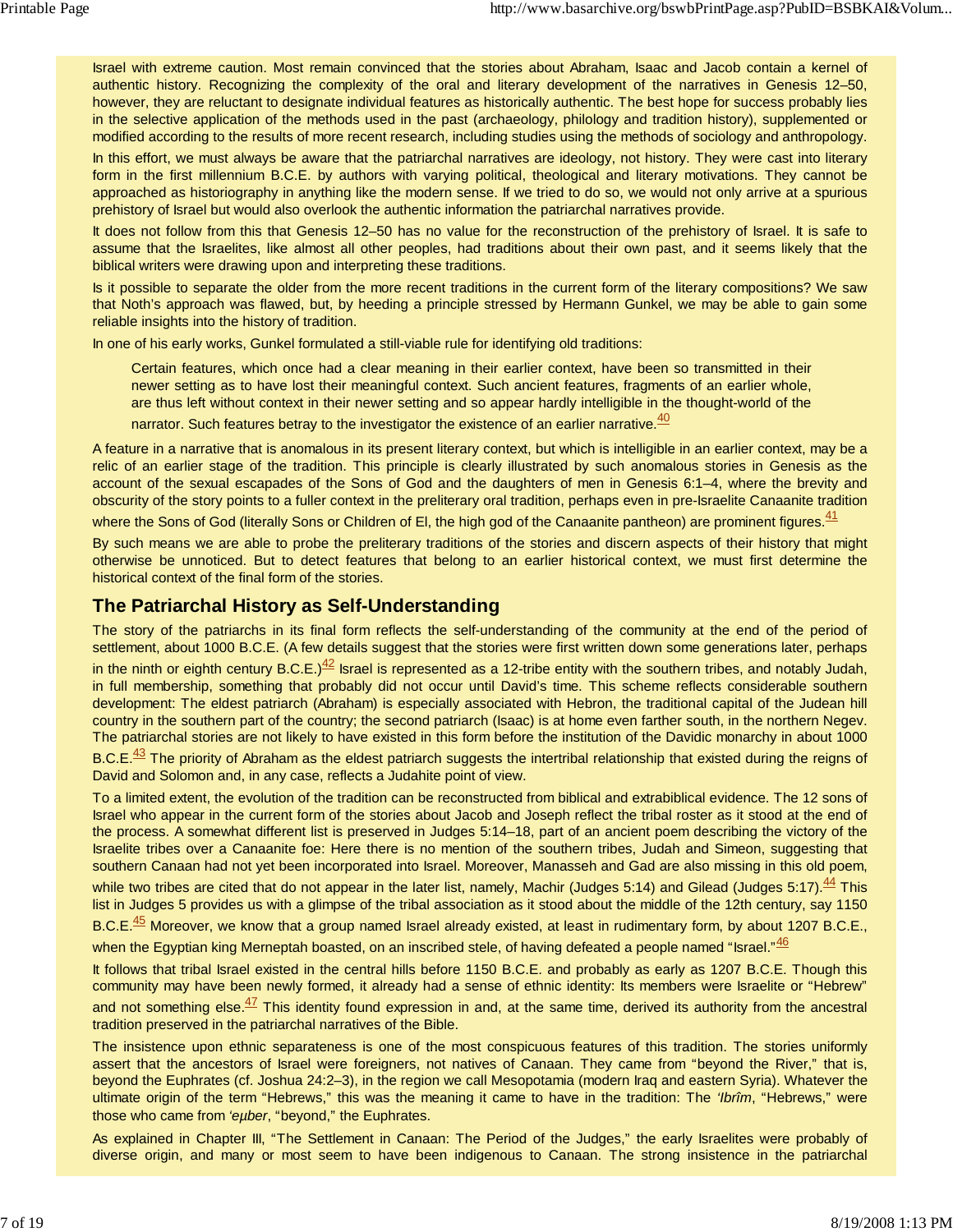Israel with extreme caution. Most remain convinced that the stories about Abraham, Isaac and Jacob contain a kernel of authentic history. Recognizing the complexity of the oral and literary development of the narratives in Genesis 12–50, however, they are reluctant to designate individual features as historically authentic. The best hope for success probably lies in the selective application of the methods used in the past (archaeology, philology and tradition history), supplemented or modified according to the results of more recent research, including studies using the methods of sociology and anthropology.

In this effort, we must always be aware that the patriarchal narratives are ideology, not history. They were cast into literary form in the first millennium B.C.E. by authors with varying political, theological and literary motivations. They cannot be approached as historiography in anything like the modern sense. If we tried to do so, we would not only arrive at a spurious prehistory of Israel but would also overlook the authentic information the patriarchal narratives provide.

It does not follow from this that Genesis 12–50 has no value for the reconstruction of the prehistory of Israel. It is safe to assume that the Israelites, like almost all other peoples, had traditions about their own past, and it seems likely that the biblical writers were drawing upon and interpreting these traditions.

Is it possible to separate the older from the more recent traditions in the current form of the literary compositions? We saw that Noth's approach was flawed, but, by heeding a principle stressed by Hermann Gunkel, we may be able to gain some reliable insights into the history of tradition.

In one of his early works, Gunkel formulated a still-viable rule for identifying old traditions:

> Certain features, which once had a clear meaning in their earlier context, have been so transmitted in their newer setting as to have lost their meaningful context. Such ancient features, fragments of an earlier whole, are thus left without context in their newer setting and so appear hardly intelligible in the thought-world of the narrator. Such features betray to the investigator the existence of an earlier narrative.[40]

A feature in a narrative that is anomalous in its present literary context, but which is intelligible in an earlier context, may be a relic of an earlier stage of the tradition. This principle is clearly illustrated by such anomalous stories in Genesis as the account of the sexual escapades of the Sons of God and the daughters of men in Genesis 6:1–4, where the brevity and obscurity of the story points to a fuller context in the preliterary oral tradition, perhaps even in pre-Israelite Canaanite tradition where the Sons of God (literally Sons or Children of El, the high god of the Canaanite pantheon) are prominent figures.[41]

By such means we are able to probe the preliterary traditions of the stories and discern aspects of their history that might otherwise be unnoticed. But to detect features that belong to an earlier historical context, we must first determine the historical context of the final form of the stories.

## The Patriarchal History as Self-Understanding

The story of the patriarchs in its final form reflects the self-understanding of the community at the end of the period of settlement, about 1000 B.C.E. (A few details suggest that the stories were first written down some generations later, perhaps in the ninth or eighth century B.C.E.)[42] Israel is represented as a 12-tribe entity with the southern tribes, and notably Judah, in full membership, something that probably did not occur until David's time. This scheme reflects considerable southern development: The eldest patriarch (Abraham) is especially associated with Hebron, the traditional capital of the Judean hill country in the southern part of the country; the second patriarch (Isaac) is at home even farther south, in the northern Negev. The patriarchal stories are not likely to have existed in this form before the institution of the Davidic monarchy in about 1000 B.C.E.[43] The priority of Abraham as the eldest patriarch suggests the intertribal relationship that existed during the reigns of David and Solomon and, in any case, reflects a Judahite point of view.

To a limited extent, the evolution of the tradition can be reconstructed from biblical and extrabiblical evidence. The 12 sons of Israel who appear in the current form of the stories about Jacob and Joseph reflect the tribal roster as it stood at the end of the process. A somewhat different list is preserved in Judges 5:14–18, part of an ancient poem describing the victory of the Israelite tribes over a Canaanite foe: Here there is no mention of the southern tribes, Judah and Simeon, suggesting that southern Canaan had not yet been incorporated into Israel. Moreover, Manasseh and Gad are also missing in this old poem, while two tribes are cited that do not appear in the later list, namely, Machir (Judges 5:14) and Gilead (Judges 5:17).[44] This list in Judges 5 provides us with a glimpse of the tribal association as it stood about the middle of the 12th century, say 1150 B.C.E.[45] Moreover, we know that a group named Israel already existed, at least in rudimentary form, by about 1207 B.C.E., when the Egyptian king Merneptah boasted, on an inscribed stele, of having defeated a people named "Israel."[46]

It follows that tribal Israel existed in the central hills before 1150 B.C.E. and probably as early as 1207 B.C.E. Though this community may have been newly formed, it already had a sense of ethnic identity: Its members were Israelite or "Hebrew" and not something else.[47] This identity found expression in and, at the same time, derived its authority from the ancestral tradition preserved in the patriarchal narratives of the Bible.

The insistence upon ethnic separateness is one of the most conspicuous features of this tradition. The stories uniformly assert that the ancestors of Israel were foreigners, not natives of Canaan. They came from "beyond the River," that is, beyond the Euphrates (cf. Joshua 24:2–3), in the region we call Mesopotamia (modern Iraq and eastern Syria). Whatever the ultimate origin of the term "Hebrews," this was the meaning it came to have in the tradition: The *'Ibrîm*, "Hebrews," were those who came from *'eḇer*, "beyond," the Euphrates.

As explained in Chapter III, "The Settlement in Canaan: The Period of the Judges," the early Israelites were probably of diverse origin, and many or most seem to have been indigenous to Canaan. The strong insistence in the patriarchal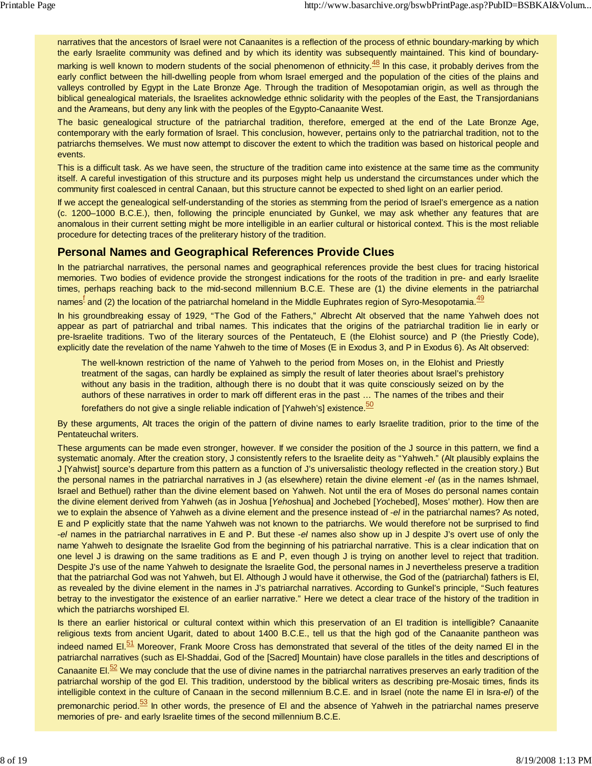narratives that the ancestors of Israel were not Canaanites is a reflection of the process of ethnic boundary-marking by which the early Israelite community was defined and by which its identity was subsequently maintained. This kind of boundary-marking is well known to modern students of the social phenomenon of ethnicity.[48] In this case, it probably derives from the early conflict between the hill-dwelling people from whom Israel emerged and the population of the cities of the plains and valleys controlled by Egypt in the Late Bronze Age. Through the tradition of Mesopotamian origin, as well as through the biblical genealogical materials, the Israelites acknowledge ethnic solidarity with the peoples of the East, the Transjordanians and the Arameans, but deny any link with the peoples of the Egypto-Canaanite West.

The basic genealogical structure of the patriarchal tradition, therefore, emerged at the end of the Late Bronze Age, contemporary with the early formation of Israel. This conclusion, however, pertains only to the patriarchal tradition, not to the patriarchs themselves. We must now attempt to discover the extent to which the tradition was based on historical people and events.

This is a difficult task. As we have seen, the structure of the tradition came into existence at the same time as the community itself. A careful investigation of this structure and its purposes might help us understand the circumstances under which the community first coalesced in central Canaan, but this structure cannot be expected to shed light on an earlier period.

If we accept the genealogical self-understanding of the stories as stemming from the period of Israel's emergence as a nation (c. 1200–1000 B.C.E.), then, following the principle enunciated by Gunkel, we may ask whether any features that are anomalous in their current setting might be more intelligible in an earlier cultural or historical context. This is the most reliable procedure for detecting traces of the preliterary history of the tradition.

## Personal Names and Geographical References Provide Clues

In the patriarchal narratives, the personal names and geographical references provide the best clues for tracing historical memories. Two bodies of evidence provide the strongest indications for the roots of the tradition in pre- and early Israelite times, perhaps reaching back to the mid-second millennium B.C.E. These are (1) the divine elements in the patriarchal names[f] and (2) the location of the patriarchal homeland in the Middle Euphrates region of Syro-Mesopotamia.[49]

In his groundbreaking essay of 1929, "The God of the Fathers," Albrecht Alt observed that the name Yahweh does not appear as part of patriarchal and tribal names. This indicates that the origins of the patriarchal tradition lie in early or pre-Israelite traditions. Two of the literary sources of the Pentateuch, E (the Elohist source) and P (the Priestly Code), explicitly date the revelation of the name Yahweh to the time of Moses (E in Exodus 3, and P in Exodus 6). As Alt observed:

> The well-known restriction of the name of Yahweh to the period from Moses on, in the Elohist and Priestly treatment of the sagas, can hardly be explained as simply the result of later theories about Israel's prehistory without any basis in the tradition, although there is no doubt that it was quite consciously seized on by the authors of these narratives in order to mark off different eras in the past … The names of the tribes and their forefathers do not give a single reliable indication of [Yahweh's] existence.[50]

By these arguments, Alt traces the origin of the pattern of divine names to early Israelite tradition, prior to the time of the Pentateuchal writers.

These arguments can be made even stronger, however. If we consider the position of the J source in this pattern, we find a systematic anomaly. After the creation story, J consistently refers to the Israelite deity as "Yahweh." (Alt plausibly explains the J [Yahwist] source's departure from this pattern as a function of J's universalistic theology reflected in the creation story.) But the personal names in the patriarchal narratives in J (as elsewhere) retain the divine element *-el* (as in the names Ishmael, Israel and Bethuel) rather than the divine element based on Yahweh. Not until the era of Moses do personal names contain the divine element derived from Yahweh (as in Joshua [*Yeho*shua] and Jochebed [*Yo*chebed], Moses' mother). How then are we to explain the absence of Yahweh as a divine element and the presence instead of *-el* in the patriarchal names? As noted, E and P explicitly state that the name Yahweh was not known to the patriarchs. We would therefore not be surprised to find *-el* names in the patriarchal narratives in E and P. But these *-el* names also show up in J despite J's overt use of only the name Yahweh to designate the Israelite God from the beginning of his patriarchal narrative. This is a clear indication that on one level J is drawing on the same traditions as E and P, even though J is trying on another level to reject that tradition. Despite J's use of the name Yahweh to designate the Israelite God, the personal names in J nevertheless preserve a tradition that the patriarchal God was not Yahweh, but El. Although J would have it otherwise, the God of the (patriarchal) fathers is El, as revealed by the divine element in the names in J's patriarchal narratives. According to Gunkel's principle, "Such features betray to the investigator the existence of an earlier narrative." Here we detect a clear trace of the history of the tradition in which the patriarchs worshiped El.

Is there an earlier historical or cultural context within which this preservation of an El tradition is intelligible? Canaanite religious texts from ancient Ugarit, dated to about 1400 B.C.E., tell us that the high god of the Canaanite pantheon was indeed named El.[51] Moreover, Frank Moore Cross has demonstrated that several of the titles of the deity named El in the patriarchal narratives (such as El-Shaddai, God of the [Sacred] Mountain) have close parallels in the titles and descriptions of Canaanite El.[52] We may conclude that the use of divine names in the patriarchal narratives preserves an early tradition of the patriarchal worship of the god El. This tradition, understood by the biblical writers as describing pre-Mosaic times, finds its intelligible context in the culture of Canaan in the second millennium B.C.E. and in Israel (note the name El in Isra-*el*) of the premonarchic period.[53] In other words, the presence of El and the absence of Yahweh in the patriarchal names preserve memories of pre- and early Israelite times of the second millennium B.C.E.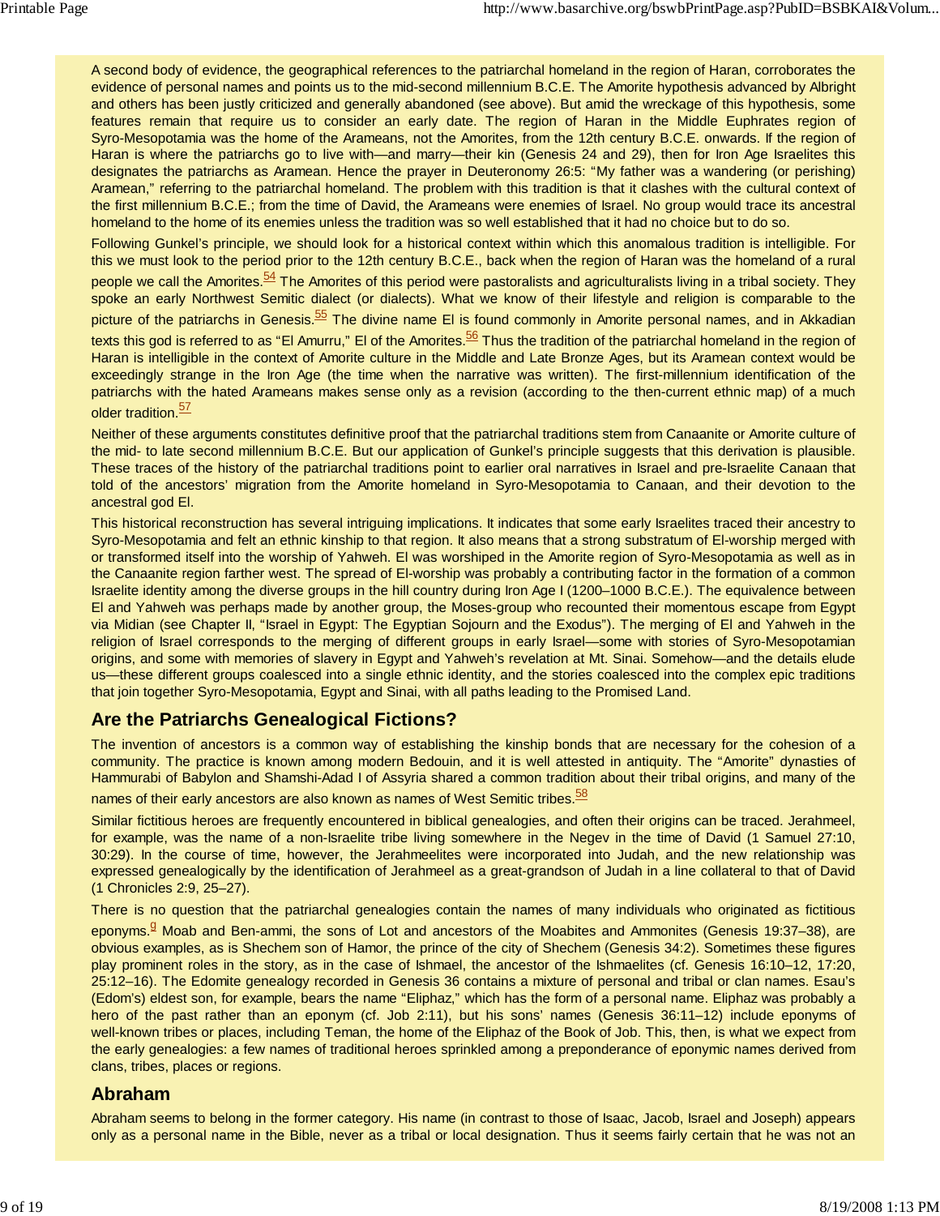A second body of evidence, the geographical references to the patriarchal homeland in the region of Haran, corroborates the evidence of personal names and points us to the mid-second millennium B.C.E. The Amorite hypothesis advanced by Albright and others has been justly criticized and generally abandoned (see above). But amid the wreckage of this hypothesis, some features remain that require us to consider an early date. The region of Haran in the Middle Euphrates region of Syro-Mesopotamia was the home of the Arameans, not the Amorites, from the 12th century B.C.E. onwards. If the region of Haran is where the patriarchs go to live with—and marry—their kin (Genesis 24 and 29), then for Iron Age Israelites this designates the patriarchs as Aramean. Hence the prayer in Deuteronomy 26:5: "My father was a wandering (or perishing) Aramean," referring to the patriarchal homeland. The problem with this tradition is that it clashes with the cultural context of the first millennium B.C.E.; from the time of David, the Arameans were enemies of Israel. No group would trace its ancestral homeland to the home of its enemies unless the tradition was so well established that it had no choice but to do so.

Following Gunkel's principle, we should look for a historical context within which this anomalous tradition is intelligible. For this we must look to the period prior to the 12th century B.C.E., back when the region of Haran was the homeland of a rural people we call the Amorites.[54] The Amorites of this period were pastoralists and agriculturalists living in a tribal society. They spoke an early Northwest Semitic dialect (or dialects). What we know of their lifestyle and religion is comparable to the picture of the patriarchs in Genesis.[55] The divine name El is found commonly in Amorite personal names, and in Akkadian texts this god is referred to as "El Amurru," El of the Amorites.[56] Thus the tradition of the patriarchal homeland in the region of Haran is intelligible in the context of Amorite culture in the Middle and Late Bronze Ages, but its Aramean context would be exceedingly strange in the Iron Age (the time when the narrative was written). The first-millennium identification of the patriarchs with the hated Arameans makes sense only as a revision (according to the then-current ethnic map) of a much older tradition.[57]

Neither of these arguments constitutes definitive proof that the patriarchal traditions stem from Canaanite or Amorite culture of the mid- to late second millennium B.C.E. But our application of Gunkel's principle suggests that this derivation is plausible. These traces of the history of the patriarchal traditions point to earlier oral narratives in Israel and pre-Israelite Canaan that told of the ancestors' migration from the Amorite homeland in Syro-Mesopotamia to Canaan, and their devotion to the ancestral god El.

This historical reconstruction has several intriguing implications. It indicates that some early Israelites traced their ancestry to Syro-Mesopotamia and felt an ethnic kinship to that region. It also means that a strong substratum of El-worship merged with or transformed itself into the worship of Yahweh. El was worshiped in the Amorite region of Syro-Mesopotamia as well as in the Canaanite region farther west. The spread of El-worship was probably a contributing factor in the formation of a common Israelite identity among the diverse groups in the hill country during Iron Age I (1200–1000 B.C.E.). The equivalence between El and Yahweh was perhaps made by another group, the Moses-group who recounted their momentous escape from Egypt via Midian (see Chapter II, "Israel in Egypt: The Egyptian Sojourn and the Exodus"). The merging of El and Yahweh in the religion of Israel corresponds to the merging of different groups in early Israel—some with stories of Syro-Mesopotamian origins, and some with memories of slavery in Egypt and Yahweh's revelation at Mt. Sinai. Somehow—and the details elude us—these different groups coalesced into a single ethnic identity, and the stories coalesced into the complex epic traditions that join together Syro-Mesopotamia, Egypt and Sinai, with all paths leading to the Promised Land.

## Are the Patriarchs Genealogical Fictions?

The invention of ancestors is a common way of establishing the kinship bonds that are necessary for the cohesion of a community. The practice is known among modern Bedouin, and it is well attested in antiquity. The "Amorite" dynasties of Hammurabi of Babylon and Shamshi-Adad I of Assyria shared a common tradition about their tribal origins, and many of the names of their early ancestors are also known as names of West Semitic tribes.[58]

Similar fictitious heroes are frequently encountered in biblical genealogies, and often their origins can be traced. Jerahmeel, for example, was the name of a non-Israelite tribe living somewhere in the Negev in the time of David (1 Samuel 27:10, 30:29). In the course of time, however, the Jerahmeelites were incorporated into Judah, and the new relationship was expressed genealogically by the identification of Jerahmeel as a great-grandson of Judah in a line collateral to that of David (1 Chronicles 2:9, 25–27).

There is no question that the patriarchal genealogies contain the names of many individuals who originated as fictitious eponyms.[g] Moab and Ben-ammi, the sons of Lot and ancestors of the Moabites and Ammonites (Genesis 19:37–38), are obvious examples, as is Shechem son of Hamor, the prince of the city of Shechem (Genesis 34:2). Sometimes these figures play prominent roles in the story, as in the case of Ishmael, the ancestor of the Ishmaelites (cf. Genesis 16:10–12, 17:20, 25:12–16). The Edomite genealogy recorded in Genesis 36 contains a mixture of personal and tribal or clan names. Esau's (Edom's) eldest son, for example, bears the name "Eliphaz," which has the form of a personal name. Eliphaz was probably a hero of the past rather than an eponym (cf. Job 2:11), but his sons' names (Genesis 36:11–12) include eponyms of well-known tribes or places, including Teman, the home of the Eliphaz of the Book of Job. This, then, is what we expect from the early genealogies: a few names of traditional heroes sprinkled among a preponderance of eponymic names derived from clans, tribes, places or regions.

## Abraham

Abraham seems to belong in the former category. His name (in contrast to those of Isaac, Jacob, Israel and Joseph) appears only as a personal name in the Bible, never as a tribal or local designation. Thus it seems fairly certain that he was not an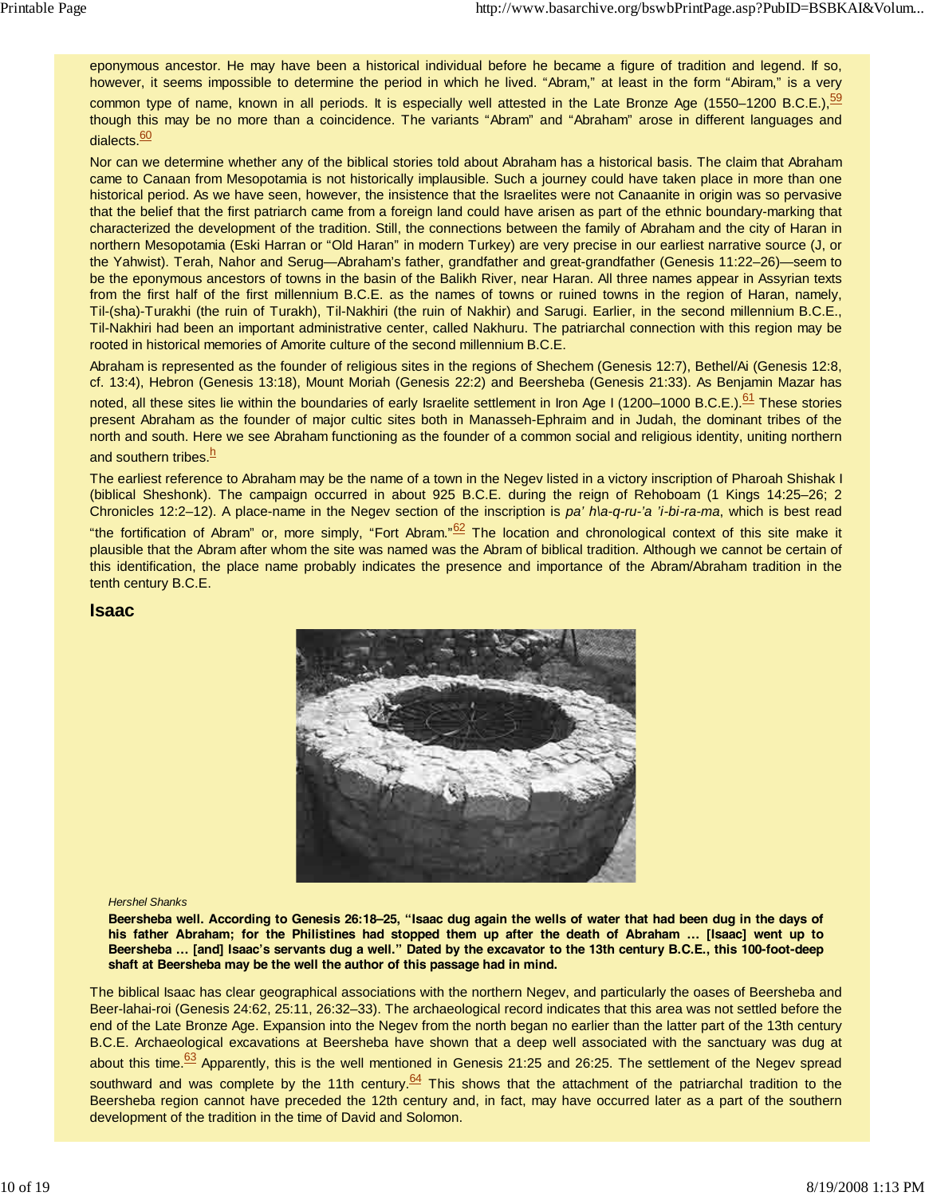eponymous ancestor. He may have been a historical individual before he became a figure of tradition and legend. If so, however, it seems impossible to determine the period in which he lived. "Abram," at least in the form "Abiram," is a very common type of name, known in all periods. It is especially well attested in the Late Bronze Age (1550–1200 B.C.E.),[59] though this may be no more than a coincidence. The variants "Abram" and "Abraham" arose in different languages and dialects.[60]

Nor can we determine whether any of the biblical stories told about Abraham has a historical basis. The claim that Abraham came to Canaan from Mesopotamia is not historically implausible. Such a journey could have taken place in more than one historical period. As we have seen, however, the insistence that the Israelites were not Canaanite in origin was so pervasive that the belief that the first patriarch came from a foreign land could have arisen as part of the ethnic boundary-marking that characterized the development of the tradition. Still, the connections between the family of Abraham and the city of Haran in northern Mesopotamia (Eski Harran or "Old Haran" in modern Turkey) are very precise in our earliest narrative source (J, or the Yahwist). Terah, Nahor and Serug—Abraham's father, grandfather and great-grandfather (Genesis 11:22–26)—seem to be the eponymous ancestors of towns in the basin of the Balikh River, near Haran. All three names appear in Assyrian texts from the first half of the first millennium B.C.E. as the names of towns or ruined towns in the region of Haran, namely, Til-(sha)-Turakhi (the ruin of Turakh), Til-Nakhiri (the ruin of Nakhir) and Sarugi. Earlier, in the second millennium B.C.E., Til-Nakhiri had been an important administrative center, called Nakhuru. The patriarchal connection with this region may be rooted in historical memories of Amorite culture of the second millennium B.C.E.

Abraham is represented as the founder of religious sites in the regions of Shechem (Genesis 12:7), Bethel/Ai (Genesis 12:8, cf. 13:4), Hebron (Genesis 13:18), Mount Moriah (Genesis 22:2) and Beersheba (Genesis 21:33). As Benjamin Mazar has noted, all these sites lie within the boundaries of early Israelite settlement in Iron Age I (1200–1000 B.C.E.).[61] These stories present Abraham as the founder of major cultic sites both in Manasseh-Ephraim and in Judah, the dominant tribes of the north and south. Here we see Abraham functioning as the founder of a common social and religious identity, uniting northern and southern tribes.[h]

The earliest reference to Abraham may be the name of a town in the Negev listed in a victory inscription of Pharoah Shishak I (biblical Sheshonk). The campaign occurred in about 925 B.C.E. during the reign of Rehoboam (1 Kings 14:25–26; 2 Chronicles 12:2–12). A place-name in the Negev section of the inscription is *pa' h\a-q-ru-'a 'i-bi-ra-ma*, which is best read "the fortification of Abram" or, more simply, "Fort Abram."[62] The location and chronological context of this site make it plausible that the Abram after whom the site was named was the Abram of biblical tradition. Although we cannot be certain of this identification, the place name probably indicates the presence and importance of the Abram/Abraham tradition in the tenth century B.C.E.

## Isaac

*Hershel Shanks*

**Beersheba well. According to Genesis 26:18–25, "Isaac dug again the wells of water that had been dug in the days of his father Abraham; for the Philistines had stopped them up after the death of Abraham … [Isaac] went up to Beersheba … [and] Isaac's servants dug a well." Dated by the excavator to the 13th century B.C.E., this 100-foot-deep shaft at Beersheba may be the well the author of this passage had in mind.**

The biblical Isaac has clear geographical associations with the northern Negev, and particularly the oases of Beersheba and Beer-lahai-roi (Genesis 24:62, 25:11, 26:32–33). The archaeological record indicates that this area was not settled before the end of the Late Bronze Age. Expansion into the Negev from the north began no earlier than the latter part of the 13th century B.C.E. Archaeological excavations at Beersheba have shown that a deep well associated with the sanctuary was dug at about this time.[63] Apparently, this is the well mentioned in Genesis 21:25 and 26:25. The settlement of the Negev spread southward and was complete by the 11th century.[64] This shows that the attachment of the patriarchal tradition to the Beersheba region cannot have preceded the 12th century and, in fact, may have occurred later as a part of the southern development of the tradition in the time of David and Solomon.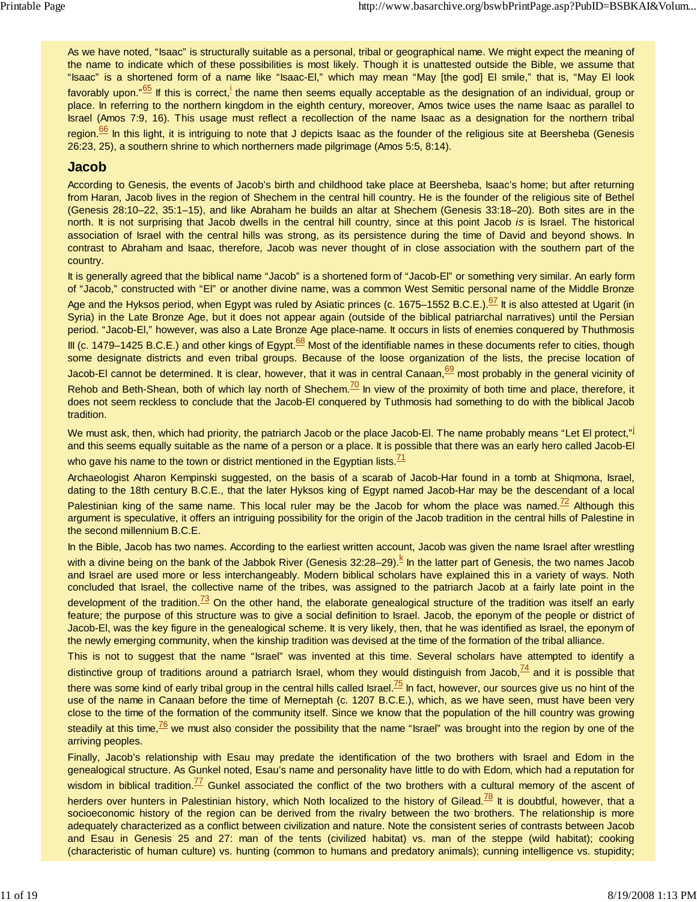As we have noted, "Isaac" is structurally suitable as a personal, tribal or geographical name. We might expect the meaning of the name to indicate which of these possibilities is most likely. Though it is unattested outside the Bible, we assume that "Isaac" is a shortened form of a name like "Isaac-El," which may mean "May [the god] El smile," that is, "May El look favorably upon."[65] If this is correct,[i] the name then seems equally acceptable as the designation of an individual, group or place. In referring to the northern kingdom in the eighth century, moreover, Amos twice uses the name Isaac as parallel to Israel (Amos 7:9, 16). This usage must reflect a recollection of the name Isaac as a designation for the northern tribal region.[66] In this light, it is intriguing to note that J depicts Isaac as the founder of the religious site at Beersheba (Genesis 26:23, 25), a southern shrine to which northerners made pilgrimage (Amos 5:5, 8:14).

## Jacob

According to Genesis, the events of Jacob's birth and childhood take place at Beersheba, Isaac's home; but after returning from Haran, Jacob lives in the region of Shechem in the central hill country. He is the founder of the religious site of Bethel (Genesis 28:10–22, 35:1–15), and like Abraham he builds an altar at Shechem (Genesis 33:18–20). Both sites are in the north. It is not surprising that Jacob dwells in the central hill country, since at this point Jacob *is* is Israel. The historical association of Israel with the central hills was strong, as its persistence during the time of David and beyond shows. In contrast to Abraham and Isaac, therefore, Jacob was never thought of in close association with the southern part of the country.

It is generally agreed that the biblical name "Jacob" is a shortened form of "Jacob-El" or something very similar. An early form of "Jacob," constructed with "El" or another divine name, was a common West Semitic personal name of the Middle Bronze Age and the Hyksos period, when Egypt was ruled by Asiatic princes (c. 1675–1552 B.C.E.).[67] It is also attested at Ugarit (in Syria) in the Late Bronze Age, but it does not appear again (outside of the biblical patriarchal narratives) until the Persian period. "Jacob-El," however, was also a Late Bronze Age place-name. It occurs in lists of enemies conquered by Thuthmosis III (c. 1479–1425 B.C.E.) and other kings of Egypt.[68] Most of the identifiable names in these documents refer to cities, though some designate districts and even tribal groups. Because of the loose organization of the lists, the precise location of Jacob-El cannot be determined. It is clear, however, that it was in central Canaan,[69] most probably in the general vicinity of Rehob and Beth-Shean, both of which lay north of Shechem.[70] In view of the proximity of both time and place, therefore, it does not seem reckless to conclude that the Jacob-El conquered by Tuthmosis had something to do with the biblical Jacob tradition.

We must ask, then, which had priority, the patriarch Jacob or the place Jacob-El. The name probably means "Let El protect,"[j] and this seems equally suitable as the name of a person or a place. It is possible that there was an early hero called Jacob-El who gave his name to the town or district mentioned in the Egyptian lists.[71]

Archaeologist Aharon Kempinski suggested, on the basis of a scarab of Jacob-Har found in a tomb at Shiqmona, Israel, dating to the 18th century B.C.E., that the later Hyksos king of Egypt named Jacob-Har may be the descendant of a local Palestinian king of the same name. This local ruler may be the Jacob for whom the place was named.[72] Although this argument is speculative, it offers an intriguing possibility for the origin of the Jacob tradition in the central hills of Palestine in the second millennium B.C.E.

In the Bible, Jacob has two names. According to the earliest written account, Jacob was given the name Israel after wrestling with a divine being on the bank of the Jabbok River (Genesis 32:28–29).[k] In the latter part of Genesis, the two names Jacob and Israel are used more or less interchangeably. Modern biblical scholars have explained this in a variety of ways. Noth concluded that Israel, the collective name of the tribes, was assigned to the patriarch Jacob at a fairly late point in the development of the tradition.[73] On the other hand, the elaborate genealogical structure of the tradition was itself an early feature; the purpose of this structure was to give a social definition to Israel. Jacob, the eponym of the people or district of Jacob-El, was the key figure in the genealogical scheme. It is very likely, then, that he was identified as Israel, the eponym of the newly emerging community, when the kinship tradition was devised at the time of the formation of the tribal alliance.

This is not to suggest that the name "Israel" was invented at this time. Several scholars have attempted to identify a distinctive group of traditions around a patriarch Israel, whom they would distinguish from Jacob,[74] and it is possible that there was some kind of early tribal group in the central hills called Israel.[75] In fact, however, our sources give us no hint of the use of the name in Canaan before the time of Merneptah (c. 1207 B.C.E.), which, as we have seen, must have been very close to the time of the formation of the community itself. Since we know that the population of the hill country was growing steadily at this time,[76] we must also consider the possibility that the name "Israel" was brought into the region by one of the arriving peoples.

Finally, Jacob's relationship with Esau may predate the identification of the two brothers with Israel and Edom in the genealogical structure. As Gunkel noted, Esau's name and personality have little to do with Edom, which had a reputation for wisdom in biblical tradition.[77] Gunkel associated the conflict of the two brothers with a cultural memory of the ascent of herders over hunters in Palestinian history, which Noth localized to the history of Gilead.[78] It is doubtful, however, that a socioeconomic history of the region can be derived from the rivalry between the two brothers. The relationship is more adequately characterized as a conflict between civilization and nature. Note the consistent series of contrasts between Jacob and Esau in Genesis 25 and 27: man of the tents (civilized habitat) vs. man of the steppe (wild habitat); cooking (characteristic of human culture) vs. hunting (common to humans and predatory animals); cunning intelligence vs. stupidity;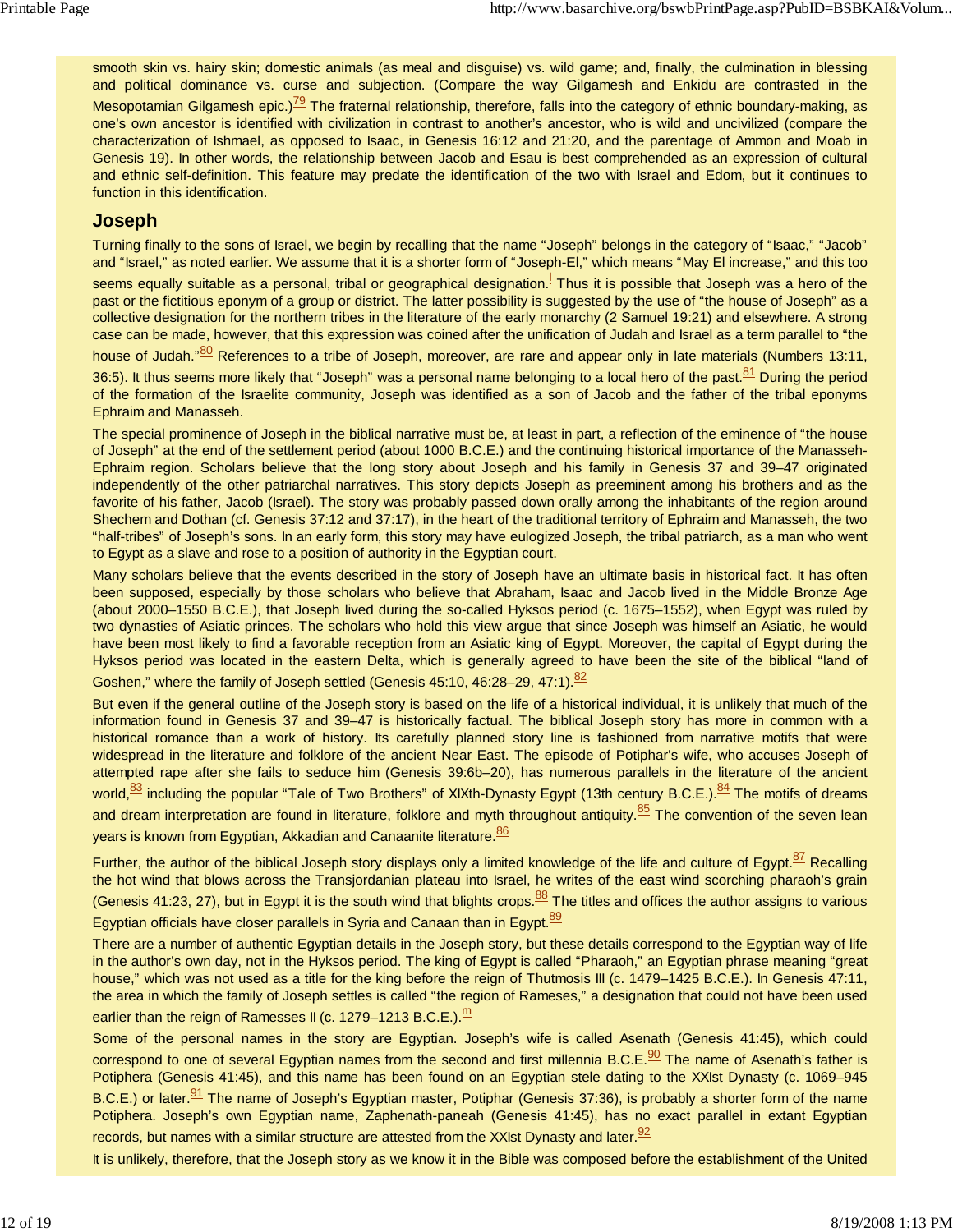smooth skin vs. hairy skin; domestic animals (as meal and disguise) vs. wild game; and, finally, the culmination in blessing and political dominance vs. curse and subjection. (Compare the way Gilgamesh and Enkidu are contrasted in the Mesopotamian Gilgamesh epic.)[79] The fraternal relationship, therefore, falls into the category of ethnic boundary-making, as one's own ancestor is identified with civilization in contrast to another's ancestor, who is wild and uncivilized (compare the characterization of Ishmael, as opposed to Isaac, in Genesis 16:12 and 21:20, and the parentage of Ammon and Moab in Genesis 19). In other words, the relationship between Jacob and Esau is best comprehended as an expression of cultural and ethnic self-definition. This feature may predate the identification of the two with Israel and Edom, but it continues to function in this identification.

## Joseph

Turning finally to the sons of Israel, we begin by recalling that the name "Joseph" belongs in the category of "Isaac," "Jacob" and "Israel," as noted earlier. We assume that it is a shorter form of "Joseph-El," which means "May El increase," and this too seems equally suitable as a personal, tribal or geographical designation.[l] Thus it is possible that Joseph was a hero of the past or the fictitious eponym of a group or district. The latter possibility is suggested by the use of "the house of Joseph" as a collective designation for the northern tribes in the literature of the early monarchy (2 Samuel 19:21) and elsewhere. A strong case can be made, however, that this expression was coined after the unification of Judah and Israel as a term parallel to "the house of Judah."[80] References to a tribe of Joseph, moreover, are rare and appear only in late materials (Numbers 13:11, 36:5). It thus seems more likely that "Joseph" was a personal name belonging to a local hero of the past.[81] During the period of the formation of the Israelite community, Joseph was identified as a son of Jacob and the father of the tribal eponyms Ephraim and Manasseh.

The special prominence of Joseph in the biblical narrative must be, at least in part, a reflection of the eminence of "the house of Joseph" at the end of the settlement period (about 1000 B.C.E.) and the continuing historical importance of the Manasseh-Ephraim region. Scholars believe that the long story about Joseph and his family in Genesis 37 and 39–47 originated independently of the other patriarchal narratives. This story depicts Joseph as preeminent among his brothers and as the favorite of his father, Jacob (Israel). The story was probably passed down orally among the inhabitants of the region around Shechem and Dothan (cf. Genesis 37:12 and 37:17), in the heart of the traditional territory of Ephraim and Manasseh, the two "half-tribes" of Joseph's sons. In an early form, this story may have eulogized Joseph, the tribal patriarch, as a man who went to Egypt as a slave and rose to a position of authority in the Egyptian court.

Many scholars believe that the events described in the story of Joseph have an ultimate basis in historical fact. It has often been supposed, especially by those scholars who believe that Abraham, Isaac and Jacob lived in the Middle Bronze Age (about 2000–1550 B.C.E.), that Joseph lived during the so-called Hyksos period (c. 1675–1552), when Egypt was ruled by two dynasties of Asiatic princes. The scholars who hold this view argue that since Joseph was himself an Asiatic, he would have been most likely to find a favorable reception from an Asiatic king of Egypt. Moreover, the capital of Egypt during the Hyksos period was located in the eastern Delta, which is generally agreed to have been the site of the biblical "land of Goshen," where the family of Joseph settled (Genesis 45:10, 46:28–29, 47:1).[82]

But even if the general outline of the Joseph story is based on the life of a historical individual, it is unlikely that much of the information found in Genesis 37 and 39–47 is historically factual. The biblical Joseph story has more in common with a historical romance than a work of history. Its carefully planned story line is fashioned from narrative motifs that were widespread in the literature and folklore of the ancient Near East. The episode of Potiphar's wife, who accuses Joseph of attempted rape after she fails to seduce him (Genesis 39:6b–20), has numerous parallels in the literature of the ancient world,[83] including the popular "Tale of Two Brothers" of XIXth-Dynasty Egypt (13th century B.C.E.).[84] The motifs of dreams and dream interpretation are found in literature, folklore and myth throughout antiquity.[85] The convention of the seven lean years is known from Egyptian, Akkadian and Canaanite literature.[86]

Further, the author of the biblical Joseph story displays only a limited knowledge of the life and culture of Egypt.[87] Recalling the hot wind that blows across the Transjordanian plateau into Israel, he writes of the east wind scorching pharaoh's grain (Genesis 41:23, 27), but in Egypt it is the south wind that blights crops.[88] The titles and offices the author assigns to various Egyptian officials have closer parallels in Syria and Canaan than in Egypt.[89]

There are a number of authentic Egyptian details in the Joseph story, but these details correspond to the Egyptian way of life in the author's own day, not in the Hyksos period. The king of Egypt is called "Pharaoh," an Egyptian phrase meaning "great house," which was not used as a title for the king before the reign of Thutmosis III (c. 1479–1425 B.C.E.). In Genesis 47:11, the area in which the family of Joseph settles is called "the region of Rameses," a designation that could not have been used earlier than the reign of Ramesses II (c. 1279–1213 B.C.E.).[m]

Some of the personal names in the story are Egyptian. Joseph's wife is called Asenath (Genesis 41:45), which could correspond to one of several Egyptian names from the second and first millennia B.C.E.[90] The name of Asenath's father is Potiphera (Genesis 41:45), and this name has been found on an Egyptian stele dating to the XXIst Dynasty (c. 1069–945 B.C.E.) or later.[91] The name of Joseph's Egyptian master, Potiphar (Genesis 37:36), is probably a shorter form of the name Potiphera. Joseph's own Egyptian name, Zaphenath-paneah (Genesis 41:45), has no exact parallel in extant Egyptian records, but names with a similar structure are attested from the XXIst Dynasty and later.[92]

It is unlikely, therefore, that the Joseph story as we know it in the Bible was composed before the establishment of the United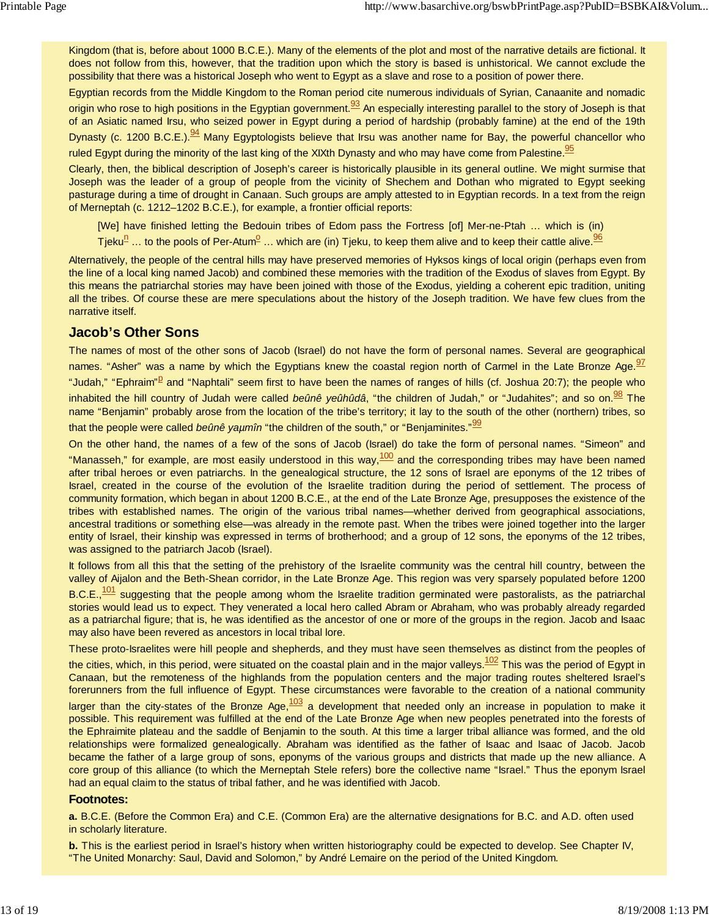Kingdom (that is, before about 1000 B.C.E.). Many of the elements of the plot and most of the narrative details are fictional. It does not follow from this, however, that the tradition upon which the story is based is unhistorical. We cannot exclude the possibility that there was a historical Joseph who went to Egypt as a slave and rose to a position of power there.

Egyptian records from the Middle Kingdom to the Roman period cite numerous individuals of Syrian, Canaanite and nomadic origin who rose to high positions in the Egyptian government.[93] An especially interesting parallel to the story of Joseph is that of an Asiatic named Irsu, who seized power in Egypt during a period of hardship (probably famine) at the end of the 19th Dynasty (c. 1200 B.C.E.).[94] Many Egyptologists believe that Irsu was another name for Bay, the powerful chancellor who ruled Egypt during the minority of the last king of the XIXth Dynasty and who may have come from Palestine.[95]

Clearly, then, the biblical description of Joseph's career is historically plausible in its general outline. We might surmise that Joseph was the leader of a group of people from the vicinity of Shechem and Dothan who migrated to Egypt seeking pasturage during a time of drought in Canaan. Such groups are amply attested to in Egyptian records. In a text from the reign of Merneptah (c. 1212–1202 B.C.E.), for example, a frontier official reports:

> [We] have finished letting the Bedouin tribes of Edom pass the Fortress [of] Mer-ne-Ptah … which is (in) Tjeku[n] … to the pools of Per-Atum[o] … which are (in) Tjeku, to keep them alive and to keep their cattle alive.[96]

Alternatively, the people of the central hills may have preserved memories of Hyksos kings of local origin (perhaps even from the line of a local king named Jacob) and combined these memories with the tradition of the Exodus of slaves from Egypt. By this means the patriarchal stories may have been joined with those of the Exodus, yielding a coherent epic tradition, uniting all the tribes. Of course these are mere speculations about the history of the Joseph tradition. We have few clues from the narrative itself.

## Jacob's Other Sons

The names of most of the other sons of Jacob (Israel) do not have the form of personal names. Several are geographical names. "Asher" was a name by which the Egyptians knew the coastal region north of Carmel in the Late Bronze Age.[97] "Judah," "Ephraim"[p] and "Naphtali" seem first to have been the names of ranges of hills (cf. Joshua 20:7); the people who inhabited the hill country of Judah were called *beûnê yeûhûdâ*, "the children of Judah," or "Judahites"; and so on.[98] The name "Benjamin" probably arose from the location of the tribe's territory; it lay to the south of the other (northern) tribes, so that the people were called *beûnê yaµmîn* "the children of the south," or "Benjaminites."[99]

On the other hand, the names of a few of the sons of Jacob (Israel) do take the form of personal names. "Simeon" and "Manasseh," for example, are most easily understood in this way,[100] and the corresponding tribes may have been named after tribal heroes or even patriarchs. In the genealogical structure, the 12 sons of Israel are eponyms of the 12 tribes of Israel, created in the course of the evolution of the Israelite tradition during the period of settlement. The process of community formation, which began in about 1200 B.C.E., at the end of the Late Bronze Age, presupposes the existence of the tribes with established names. The origin of the various tribal names—whether derived from geographical associations, ancestral traditions or something else—was already in the remote past. When the tribes were joined together into the larger entity of Israel, their kinship was expressed in terms of brotherhood; and a group of 12 sons, the eponyms of the 12 tribes, was assigned to the patriarch Jacob (Israel).

It follows from all this that the setting of the prehistory of the Israelite community was the central hill country, between the valley of Aijalon and the Beth-Shean corridor, in the Late Bronze Age. This region was very sparsely populated before 1200 B.C.E.,[101] suggesting that the people among whom the Israelite tradition germinated were pastoralists, as the patriarchal stories would lead us to expect. They venerated a local hero called Abram or Abraham, who was probably already regarded as a patriarchal figure; that is, he was identified as the ancestor of one or more of the groups in the region. Jacob and Isaac may also have been revered as ancestors in local tribal lore.

These proto-Israelites were hill people and shepherds, and they must have seen themselves as distinct from the peoples of the cities, which, in this period, were situated on the coastal plain and in the major valleys.[102] This was the period of Egypt in Canaan, but the remoteness of the highlands from the population centers and the major trading routes sheltered Israel's forerunners from the full influence of Egypt. These circumstances were favorable to the creation of a national community larger than the city-states of the Bronze Age,[103] a development that needed only an increase in population to make it possible. This requirement was fulfilled at the end of the Late Bronze Age when new peoples penetrated into the forests of the Ephraimite plateau and the saddle of Benjamin to the south. At this time a larger tribal alliance was formed, and the old relationships were formalized genealogically. Abraham was identified as the father of Isaac and Isaac of Jacob. Jacob became the father of a large group of sons, eponyms of the various groups and districts that made up the new alliance. A core group of this alliance (to which the Merneptah Stele refers) bore the collective name "Israel." Thus the eponym Israel had an equal claim to the status of tribal father, and he was identified with Jacob.

### Footnotes:

**a.** B.C.E. (Before the Common Era) and C.E. (Common Era) are the alternative designations for B.C. and A.D. often used in scholarly literature.

**b.** This is the earliest period in Israel's history when written historiography could be expected to develop. See Chapter IV, "The United Monarchy: Saul, David and Solomon," by André Lemaire on the period of the United Kingdom.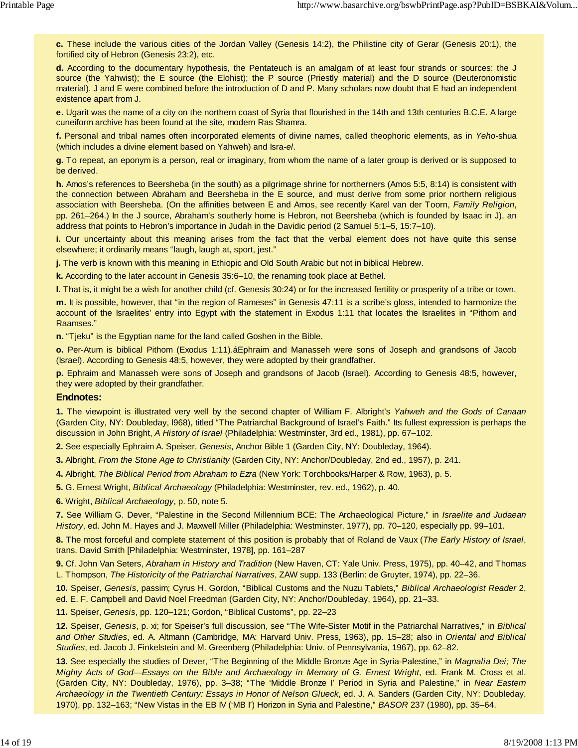**c.** These include the various cities of the Jordan Valley (Genesis 14:2), the Philistine city of Gerar (Genesis 20:1), the fortified city of Hebron (Genesis 23:2), etc.

**d.** According to the documentary hypothesis, the Pentateuch is an amalgam of at least four strands or sources: the J source (the Yahwist); the E source (the Elohist); the P source (Priestly material) and the D source (Deuteronomistic material). J and E were combined before the introduction of D and P. Many scholars now doubt that E had an independent existence apart from J.

**e.** Ugarit was the name of a city on the northern coast of Syria that flourished in the 14th and 13th centuries B.C.E. A large cuneiform archive has been found at the site, modern Ras Shamra.

**f.** Personal and tribal names often incorporated elements of divine names, called theophoric elements, as in *Yeho*-shua (which includes a divine element based on Yahweh) and Isra-*el*.

**g.** To repeat, an eponym is a person, real or imaginary, from whom the name of a later group is derived or is supposed to be derived.

**h.** Amos's references to Beersheba (in the south) as a pilgrimage shrine for northerners (Amos 5:5, 8:14) is consistent with the connection between Abraham and Beersheba in the E source, and must derive from some prior northern religious association with Beersheba. (On the affinities between E and Amos, see recently Karel van der Toorn, *Family Religion*, pp. 261–264.) In the J source, Abraham's southerly home is Hebron, not Beersheba (which is founded by Isaac in J), an address that points to Hebron's importance in Judah in the Davidic period (2 Samuel 5:1–5, 15:7–10).

**i.** Our uncertainty about this meaning arises from the fact that the verbal element does not have quite this sense elsewhere; it ordinarily means "laugh, laugh at, sport, jest."

**j.** The verb is known with this meaning in Ethiopic and Old South Arabic but not in biblical Hebrew.

**k.** According to the later account in Genesis 35:6–10, the renaming took place at Bethel.

**l.** That is, it might be a wish for another child (cf. Genesis 30:24) or for the increased fertility or prosperity of a tribe or town.

**m.** It is possible, however, that "in the region of Rameses" in Genesis 47:11 is a scribe's gloss, intended to harmonize the account of the Israelites' entry into Egypt with the statement in Exodus 1:11 that locates the Israelites in "Pithom and Raamses."

**n.** "Tjeku" is the Egyptian name for the land called Goshen in the Bible.

**o.** Per-Atum is biblical Pithom (Exodus 1:11).áEphraim and Manasseh were sons of Joseph and grandsons of Jacob (Israel). According to Genesis 48:5, however, they were adopted by their grandfather.

**p.** Ephraim and Manasseh were sons of Joseph and grandsons of Jacob (Israel). According to Genesis 48:5, however, they were adopted by their grandfather.

### Endnotes:

**1.** The viewpoint is illustrated very well by the second chapter of William F. Albright's *Yahweh and the Gods of Canaan* (Garden City, NY: Doubleday, l968), titled "The Patriarchal Background of Israel's Faith." Its fullest expression is perhaps the discussion in John Bright, *A History of Israel* (Philadelphia: Westminster, 3rd ed., 1981), pp. 67–102.

**2.** See especially Ephraim A. Speiser, *Genesis*, Anchor Bible 1 (Garden City, NY: Doubleday, 1964).

**3.** Albright, *From the Stone Age to Christianity* (Garden City, NY: Anchor/Doubleday, 2nd ed., 1957), p. 241.

**4.** Albright, *The Biblical Period from Abraham to Ezra* (New York: Torchbooks/Harper & Row, 1963), p. 5.

**5.** G. Ernest Wright, *Biblical Archaeology* (Philadelphia: Westminster, rev. ed., 1962), p. 40.

**6.** Wright, *Biblical Archaeology*, p. 50, note 5.

**7.** See William G. Dever, "Palestine in the Second Millennium BCE: The Archaeological Picture," in *Israelite and Judaean History*, ed. John M. Hayes and J. Maxwell Miller (Philadelphia: Westminster, 1977), pp. 70–120, especially pp. 99–101.

**8.** The most forceful and complete statement of this position is probably that of Roland de Vaux (*The Early History of Israel*, trans. David Smith [Philadelphia: Westminster, 1978], pp. 161–287

**9.** Cf. John Van Seters, *Abraham in History and Tradition* (New Haven, CT: Yale Univ. Press, 1975), pp. 40–42, and Thomas L. Thompson, *The Historicity of the Patriarchal Narratives*, ZAW supp. 133 (Berlin: de Gruyter, 1974), pp. 22–36.

**10.** Speiser, *Genesis*, passim; Cyrus H. Gordon, "Biblical Customs and the Nuzu Tablets," *Biblical Archaeologist Reader* 2, ed. E. F. Campbell and David Noel Freedman (Garden City, NY: Anchor/Doubleday, 1964), pp. 21–33.

**11.** Speiser, *Genesis*, pp. 120–121; Gordon, "Biblical Customs", pp. 22–23

**12.** Speiser, *Genesis*, p. xi; for Speiser's full discussion, see "The Wife-Sister Motif in the Patriarchal Narratives," in *Biblical and Other Studies*, ed. A. Altmann (Cambridge, MA: Harvard Univ. Press, 1963), pp. 15–28; also in *Oriental and Biblical Studies*, ed. Jacob J. Finkelstein and M. Greenberg (Philadelphia: Univ. of Pennsylvania, 1967), pp. 62–82.

**13.** See especially the studies of Dever, "The Beginning of the Middle Bronze Age in Syria-Palestine," in *Magnalia Dei; The Mighty Acts of God—Essays on the Bible and Archaeology in Memory of G. Ernest Wright*, ed. Frank M. Cross et al. (Garden City, NY: Doubleday, 1976), pp. 3–38; "The 'Middle Bronze I' Period in Syria and Palestine," in *Near Eastern Archaeology in the Twentieth Century: Essays in Honor of Nelson Glueck*, ed. J. A. Sanders (Garden City, NY: Doubleday, 1970), pp. 132–163; "New Vistas in the EB IV ('MB I') Horizon in Syria and Palestine," *BASOR* 237 (1980), pp. 35–64.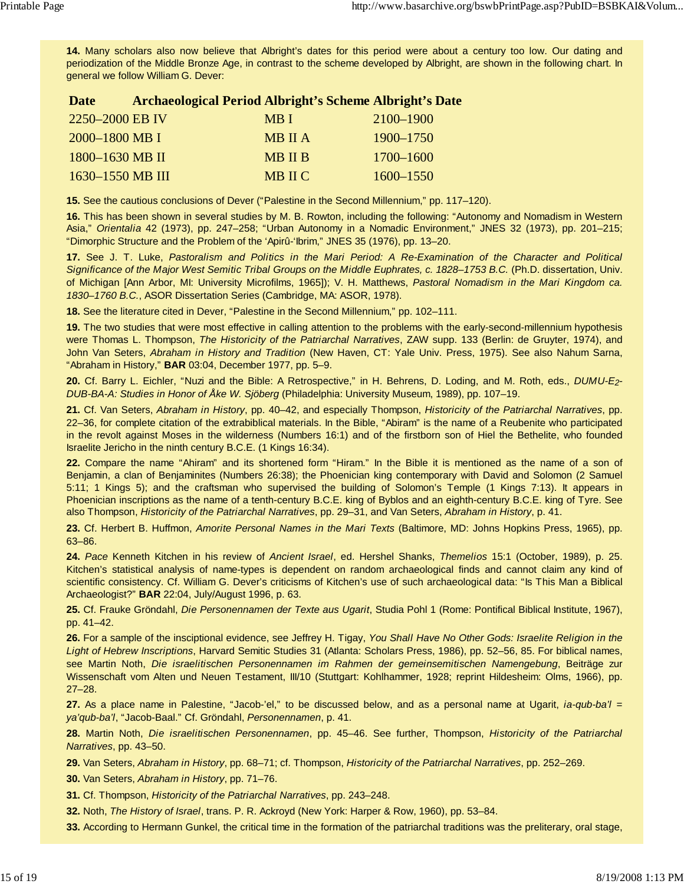**14.** Many scholars also now believe that Albright's dates for this period were about a century too low. Our dating and periodization of the Middle Bronze Age, in contrast to the scheme developed by Albright, are shown in the following chart. In general we follow William G. Dever:

| Date | Archaeological Period | Albright's Scheme | Albright's Date |
|---|---|---|---|
| 2250–2000 | EB IV | MB I | 2100–1900 |
| 2000–1800 | MB I | MB II A | 1900–1750 |
| 1800–1630 | MB II | MB II B | 1700–1600 |
| 1630–1550 | MB III | MB II C | 1600–1550 |

**15.** See the cautious conclusions of Dever ("Palestine in the Second Millennium," pp. 117–120).

**16.** This has been shown in several studies by M. B. Rowton, including the following: "Autonomy and Nomadism in Western Asia," *Orientalia* 42 (1973), pp. 247–258; "Urban Autonomy in a Nomadic Environment," JNES 32 (1973), pp. 201–215; "Dimorphic Structure and the Problem of the 'Apirû-'Ibrim," JNES 35 (1976), pp. 13–20.

**17.** See J. T. Luke, *Pastoralism and Politics in the Mari Period: A Re-Examination of the Character and Political Significance of the Major West Semitic Tribal Groups on the Middle Euphrates, c. 1828–1753 B.C.* (Ph.D. dissertation, Univ. of Michigan [Ann Arbor, MI: University Microfilms, 1965]); V. H. Matthews, *Pastoral Nomadism in the Mari Kingdom ca. 1830–1760 B.C.*, ASOR Dissertation Series (Cambridge, MA: ASOR, 1978).

**18.** See the literature cited in Dever, "Palestine in the Second Millennium," pp. 102–111.

**19.** The two studies that were most effective in calling attention to the problems with the early-second-millennium hypothesis were Thomas L. Thompson, *The Historicity of the Patriarchal Narratives*, ZAW supp. 133 (Berlin: de Gruyter, 1974), and John Van Seters, *Abraham in History and Tradition* (New Haven, CT: Yale Univ. Press, 1975). See also Nahum Sarna, "Abraham in History," **BAR** 03:04, December 1977, pp. 5–9.

**20.** Cf. Barry L. Eichler, "Nuzi and the Bible: A Retrospective," in H. Behrens, D. Loding, and M. Roth, eds., *DUMU-E$_2$-DUB-BA-A: Studies in Honor of Åke W. Sjöberg* (Philadelphia: University Museum, 1989), pp. 107–19.

**21.** Cf. Van Seters, *Abraham in History*, pp. 40–42, and especially Thompson, *Historicity of the Patriarchal Narratives*, pp. 22–36, for complete citation of the extrabiblical materials. In the Bible, "Abiram" is the name of a Reubenite who participated in the revolt against Moses in the wilderness (Numbers 16:1) and of the firstborn son of Hiel the Bethelite, who founded Israelite Jericho in the ninth century B.C.E. (1 Kings 16:34).

**22.** Compare the name "Ahiram" and its shortened form "Hiram." In the Bible it is mentioned as the name of a son of Benjamin, a clan of Benjaminites (Numbers 26:38); the Phoenician king contemporary with David and Solomon (2 Samuel 5:11; 1 Kings 5); and the craftsman who supervised the building of Solomon's Temple (1 Kings 7:13). It appears in Phoenician inscriptions as the name of a tenth-century B.C.E. king of Byblos and an eighth-century B.C.E. king of Tyre. See also Thompson, *Historicity of the Patriarchal Narratives*, pp. 29–31, and Van Seters, *Abraham in History*, p. 41.

**23.** Cf. Herbert B. Huffmon, *Amorite Personal Names in the Mari Texts* (Baltimore, MD: Johns Hopkins Press, 1965), pp. 63–86.

**24.** *Pace* Kenneth Kitchen in his review of *Ancient Israel*, ed. Hershel Shanks, *Themelios* 15:1 (October, 1989), p. 25. Kitchen's statistical analysis of name-types is dependent on random archaeological finds and cannot claim any kind of scientific consistency. Cf. William G. Dever's criticisms of Kitchen's use of such archaeological data: "Is This Man a Biblical Archaeologist?" **BAR** 22:04, July/August 1996, p. 63.

**25.** Cf. Frauke Gröndahl, *Die Personennamen der Texte aus Ugarit*, Studia Pohl 1 (Rome: Pontifical Biblical Institute, 1967), pp. 41–42.

**26.** For a sample of the insciptional evidence, see Jeffrey H. Tigay, *You Shall Have No Other Gods: Israelite Religion in the Light of Hebrew Inscriptions*, Harvard Semitic Studies 31 (Atlanta: Scholars Press, 1986), pp. 52–56, 85. For biblical names, see Martin Noth, *Die israelitischen Personennamen im Rahmen der gemeinsemitischen Namengebung*, Beiträge zur Wissenschaft vom Alten und Neuen Testament, III/10 (Stuttgart: Kohlhammer, 1928; reprint Hildesheim: Olms, 1966), pp. 27–28.

**27.** As a place name in Palestine, "Jacob-'el," to be discussed below, and as a personal name at Ugarit, *ia-qub-ba'l = ya'qub-ba'l*, "Jacob-Baal." Cf. Gröndahl, *Personennamen*, p. 41.

**28.** Martin Noth, *Die israelitischen Personennamen*, pp. 45–46. See further, Thompson, *Historicity of the Patriarchal Narratives*, pp. 43–50.

**29.** Van Seters, *Abraham in History*, pp. 68–71; cf. Thompson, *Historicity of the Patriarchal Narratives*, pp. 252–269.

**30.** Van Seters, *Abraham in History*, pp. 71–76.

**31.** Cf. Thompson, *Historicity of the Patriarchal Narratives*, pp. 243–248.

**32.** Noth, *The History of Israel*, trans. P. R. Ackroyd (New York: Harper & Row, 1960), pp. 53–84.

**33.** According to Hermann Gunkel, the critical time in the formation of the patriarchal traditions was the preliterary, oral stage,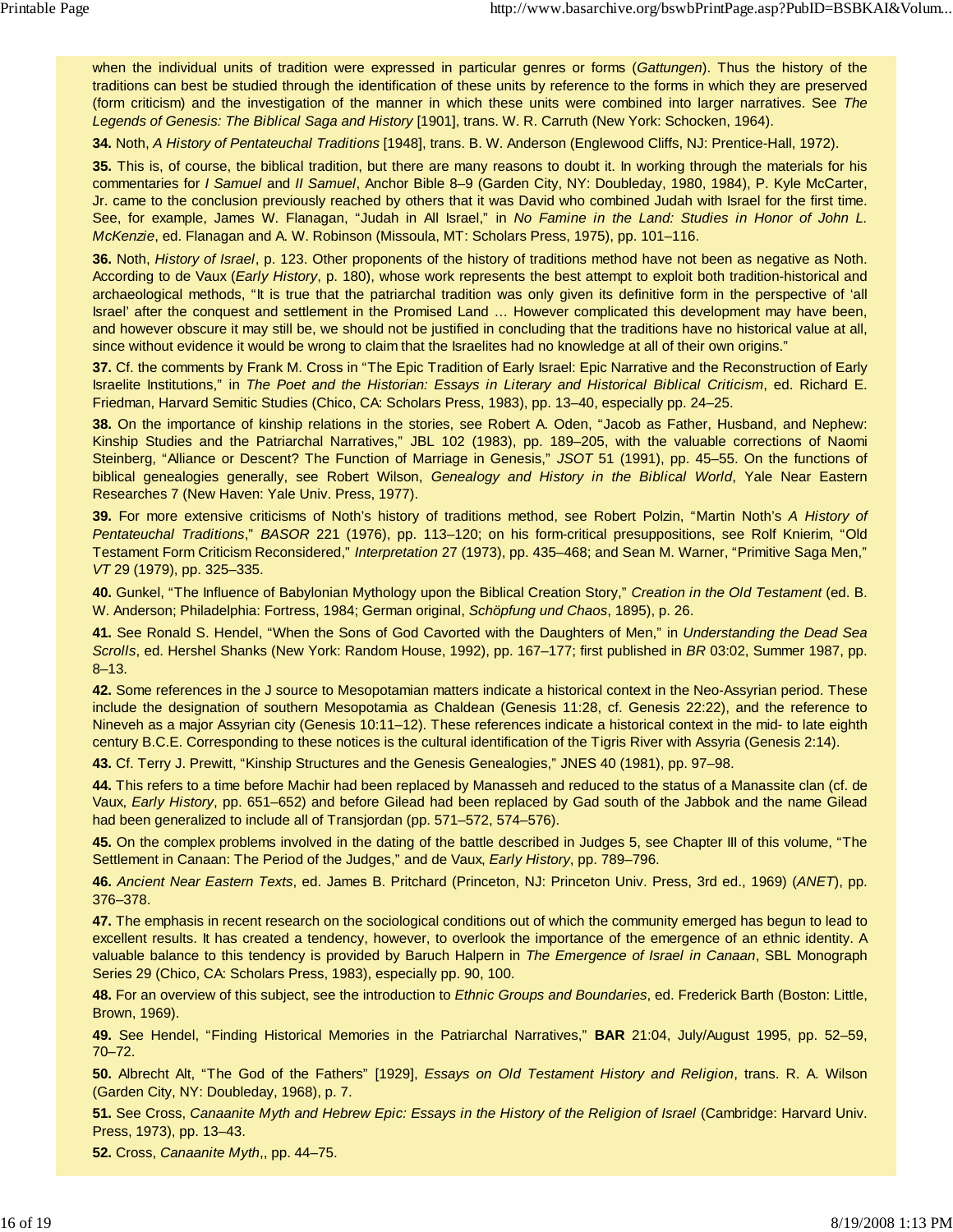when the individual units of tradition were expressed in particular genres or forms (*Gattungen*). Thus the history of the traditions can best be studied through the identification of these units by reference to the forms in which they are preserved (form criticism) and the investigation of the manner in which these units were combined into larger narratives. See *The Legends of Genesis: The Biblical Saga and History* [1901], trans. W. R. Carruth (New York: Schocken, 1964).

**34.** Noth, *A History of Pentateuchal Traditions* [1948], trans. B. W. Anderson (Englewood Cliffs, NJ: Prentice-Hall, 1972).

**35.** This is, of course, the biblical tradition, but there are many reasons to doubt it. In working through the materials for his commentaries for *I Samuel* and *II Samuel*, Anchor Bible 8–9 (Garden City, NY: Doubleday, 1980, 1984), P. Kyle McCarter, Jr. came to the conclusion previously reached by others that it was David who combined Judah with Israel for the first time. See, for example, James W. Flanagan, "Judah in All Israel," in *No Famine in the Land: Studies in Honor of John L. McKenzie*, ed. Flanagan and A. W. Robinson (Missoula, MT: Scholars Press, 1975), pp. 101–116.

**36.** Noth, *History of Israel*, p. 123. Other proponents of the history of traditions method have not been as negative as Noth. According to de Vaux (*Early History*, p. 180), whose work represents the best attempt to exploit both tradition-historical and archaeological methods, "It is true that the patriarchal tradition was only given its definitive form in the perspective of 'all Israel' after the conquest and settlement in the Promised Land … However complicated this development may have been, and however obscure it may still be, we should not be justified in concluding that the traditions have no historical value at all, since without evidence it would be wrong to claim that the Israelites had no knowledge at all of their own origins."

**37.** Cf. the comments by Frank M. Cross in "The Epic Tradition of Early Israel: Epic Narrative and the Reconstruction of Early Israelite Institutions," in *The Poet and the Historian: Essays in Literary and Historical Biblical Criticism*, ed. Richard E. Friedman, Harvard Semitic Studies (Chico, CA: Scholars Press, 1983), pp. 13–40, especially pp. 24–25.

**38.** On the importance of kinship relations in the stories, see Robert A. Oden, "Jacob as Father, Husband, and Nephew: Kinship Studies and the Patriarchal Narratives," JBL 102 (1983), pp. 189–205, with the valuable corrections of Naomi Steinberg, "Alliance or Descent? The Function of Marriage in Genesis," *JSOT* 51 (1991), pp. 45–55. On the functions of biblical genealogies generally, see Robert Wilson, *Genealogy and History in the Biblical World*, Yale Near Eastern Researches 7 (New Haven: Yale Univ. Press, 1977).

**39.** For more extensive criticisms of Noth's history of traditions method, see Robert Polzin, "Martin Noth's *A History of Pentateuchal Traditions*," *BASOR* 221 (1976), pp. 113–120; on his form-critical presuppositions, see Rolf Knierim, "Old Testament Form Criticism Reconsidered," *Interpretation* 27 (1973), pp. 435–468; and Sean M. Warner, "Primitive Saga Men," *VT* 29 (1979), pp. 325–335.

**40.** Gunkel, "The Influence of Babylonian Mythology upon the Biblical Creation Story," *Creation in the Old Testament* (ed. B. W. Anderson; Philadelphia: Fortress, 1984; German original, *Schöpfung und Chaos*, 1895), p. 26.

**41.** See Ronald S. Hendel, "When the Sons of God Cavorted with the Daughters of Men," in *Understanding the Dead Sea Scrolls*, ed. Hershel Shanks (New York: Random House, 1992), pp. 167–177; first published in *BR* 03:02, Summer 1987, pp. 8–13.

**42.** Some references in the J source to Mesopotamian matters indicate a historical context in the Neo-Assyrian period. These include the designation of southern Mesopotamia as Chaldean (Genesis 11:28, cf. Genesis 22:22), and the reference to Nineveh as a major Assyrian city (Genesis 10:11–12). These references indicate a historical context in the mid- to late eighth century B.C.E. Corresponding to these notices is the cultural identification of the Tigris River with Assyria (Genesis 2:14).

**43.** Cf. Terry J. Prewitt, "Kinship Structures and the Genesis Genealogies," JNES 40 (1981), pp. 97–98.

**44.** This refers to a time before Machir had been replaced by Manasseh and reduced to the status of a Manassite clan (cf. de Vaux, *Early History*, pp. 651–652) and before Gilead had been replaced by Gad south of the Jabbok and the name Gilead had been generalized to include all of Transjordan (pp. 571–572, 574–576).

**45.** On the complex problems involved in the dating of the battle described in Judges 5, see Chapter III of this volume, "The Settlement in Canaan: The Period of the Judges," and de Vaux, *Early History*, pp. 789–796.

**46.** *Ancient Near Eastern Texts*, ed. James B. Pritchard (Princeton, NJ: Princeton Univ. Press, 3rd ed., 1969) (*ANET*), pp. 376–378.

**47.** The emphasis in recent research on the sociological conditions out of which the community emerged has begun to lead to excellent results. It has created a tendency, however, to overlook the importance of the emergence of an ethnic identity. A valuable balance to this tendency is provided by Baruch Halpern in *The Emergence of Israel in Canaan*, SBL Monograph Series 29 (Chico, CA: Scholars Press, 1983), especially pp. 90, 100.

**48.** For an overview of this subject, see the introduction to *Ethnic Groups and Boundaries*, ed. Frederick Barth (Boston: Little, Brown, 1969).

**49.** See Hendel, "Finding Historical Memories in the Patriarchal Narratives," **BAR** 21:04, July/August 1995, pp. 52–59, 70–72.

**50.** Albrecht Alt, "The God of the Fathers" [1929], *Essays on Old Testament History and Religion*, trans. R. A. Wilson (Garden City, NY: Doubleday, 1968), p. 7.

**51.** See Cross, *Canaanite Myth and Hebrew Epic: Essays in the History of the Religion of Israel* (Cambridge: Harvard Univ. Press, 1973), pp. 13–43.

**52.** Cross, *Canaanite Myth*,, pp. 44–75.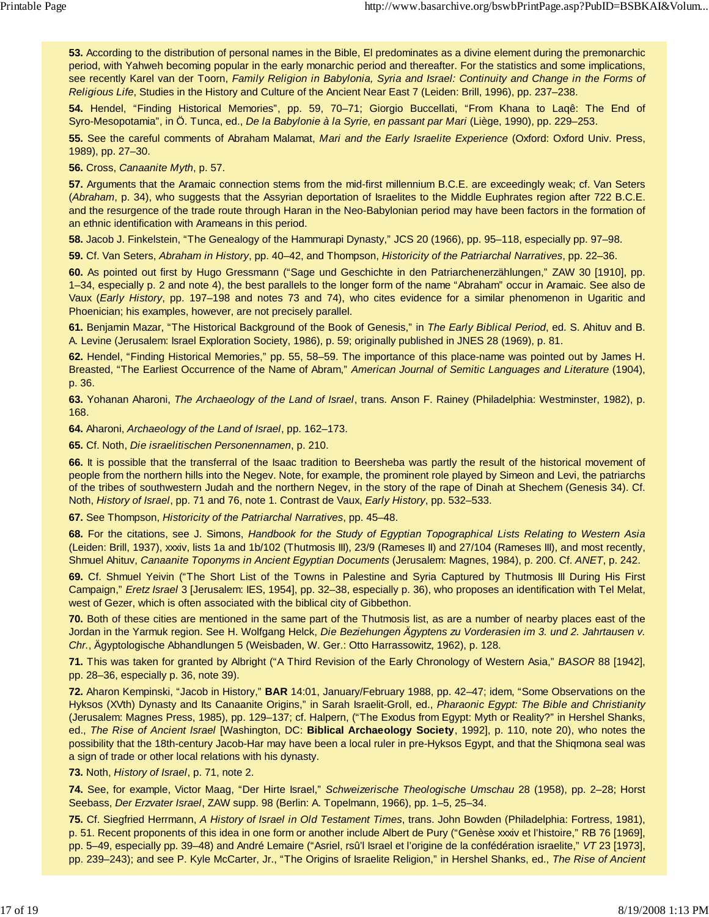**53.** According to the distribution of personal names in the Bible, El predominates as a divine element during the premonarchic period, with Yahweh becoming popular in the early monarchic period and thereafter. For the statistics and some implications, see recently Karel van der Toorn, *Family Religion in Babylonia, Syria and Israel: Continuity and Change in the Forms of Religious Life*, Studies in the History and Culture of the Ancient Near East 7 (Leiden: Brill, 1996), pp. 237–238.

**54.** Hendel, "Finding Historical Memories", pp. 59, 70–71; Giorgio Buccellati, "From Khana to Laqê: The End of Syro-Mesopotamia", in Ö. Tunca, ed., *De la Babylonie à la Syrie, en passant par Mari* (Liège, 1990), pp. 229–253.

**55.** See the careful comments of Abraham Malamat, *Mari and the Early Israelite Experience* (Oxford: Oxford Univ. Press, 1989), pp. 27–30.

**56.** Cross, *Canaanite Myth*, p. 57.

**57.** Arguments that the Aramaic connection stems from the mid-first millennium B.C.E. are exceedingly weak; cf. Van Seters (*Abraham*, p. 34), who suggests that the Assyrian deportation of Israelites to the Middle Euphrates region after 722 B.C.E. and the resurgence of the trade route through Haran in the Neo-Babylonian period may have been factors in the formation of an ethnic identification with Arameans in this period.

**58.** Jacob J. Finkelstein, "The Genealogy of the Hammurapi Dynasty," JCS 20 (1966), pp. 95–118, especially pp. 97–98.

**59.** Cf. Van Seters, *Abraham in History*, pp. 40–42, and Thompson, *Historicity of the Patriarchal Narratives*, pp. 22–36.

**60.** As pointed out first by Hugo Gressmann ("Sage und Geschichte in den Patriarchenerzählungen," ZAW 30 [1910], pp. 1–34, especially p. 2 and note 4), the best parallels to the longer form of the name "Abraham" occur in Aramaic. See also de Vaux (*Early History*, pp. 197–198 and notes 73 and 74), who cites evidence for a similar phenomenon in Ugaritic and Phoenician; his examples, however, are not precisely parallel.

**61.** Benjamin Mazar, "The Historical Background of the Book of Genesis," in *The Early Biblical Period*, ed. S. Ahituv and B. A. Levine (Jerusalem: Israel Exploration Society, 1986), p. 59; originally published in JNES 28 (1969), p. 81.

**62.** Hendel, "Finding Historical Memories," pp. 55, 58–59. The importance of this place-name was pointed out by James H. Breasted, "The Earliest Occurrence of the Name of Abram," *American Journal of Semitic Languages and Literature* (1904), p. 36.

**63.** Yohanan Aharoni, *The Archaeology of the Land of Israel*, trans. Anson F. Rainey (Philadelphia: Westminster, 1982), p. 168.

**64.** Aharoni, *Archaeology of the Land of Israel*, pp. 162–173.

**65.** Cf. Noth, *Die israelitischen Personennamen*, p. 210.

**66.** It is possible that the transferral of the Isaac tradition to Beersheba was partly the result of the historical movement of people from the northern hills into the Negev. Note, for example, the prominent role played by Simeon and Levi, the patriarchs of the tribes of southwestern Judah and the northern Negev, in the story of the rape of Dinah at Shechem (Genesis 34). Cf. Noth, *History of Israel*, pp. 71 and 76, note 1. Contrast de Vaux, *Early History*, pp. 532–533.

**67.** See Thompson, *Historicity of the Patriarchal Narratives*, pp. 45–48.

**68.** For the citations, see J. Simons, *Handbook for the Study of Egyptian Topographical Lists Relating to Western Asia* (Leiden: Brill, 1937), xxxiv, lists 1a and 1b/102 (Thutmosis III), 23/9 (Rameses II) and 27/104 (Rameses III), and most recently, Shmuel Ahituv, *Canaanite Toponyms in Ancient Egyptian Documents* (Jerusalem: Magnes, 1984), p. 200. Cf. *ANET*, p. 242.

**69.** Cf. Shmuel Yeivin ("The Short List of the Towns in Palestine and Syria Captured by Thutmosis III During His First Campaign," *Eretz Israel* 3 [Jerusalem: IES, 1954], pp. 32–38, especially p. 36), who proposes an identification with Tel Melat, west of Gezer, which is often associated with the biblical city of Gibbethon.

**70.** Both of these cities are mentioned in the same part of the Thutmosis list, as are a number of nearby places east of the Jordan in the Yarmuk region. See H. Wolfgang Helck, *Die Beziehungen Ägyptens zu Vorderasien im 3. und 2. Jahrtausen v. Chr.*, Ägyptologische Abhandlungen 5 (Weisbaden, W. Ger.: Otto Harrassowitz, 1962), p. 128.

**71.** This was taken for granted by Albright ("A Third Revision of the Early Chronology of Western Asia," *BASOR* 88 [1942], pp. 28–36, especially p. 36, note 39).

**72.** Aharon Kempinski, "Jacob in History," **BAR** 14:01, January/February 1988, pp. 42–47; idem, "Some Observations on the Hyksos (XVth) Dynasty and Its Canaanite Origins," in Sarah Israelit-Groll, ed., *Pharaonic Egypt: The Bible and Christianity* (Jerusalem: Magnes Press, 1985), pp. 129–137; cf. Halpern, ("The Exodus from Egypt: Myth or Reality?" in Hershel Shanks, ed., *The Rise of Ancient Israel* [Washington, DC: **Biblical Archaeology Society**, 1992], p. 110, note 20), who notes the possibility that the 18th-century Jacob-Har may have been a local ruler in pre-Hyksos Egypt, and that the Shiqmona seal was a sign of trade or other local relations with his dynasty.

**73.** Noth, *History of Israel*, p. 71, note 2.

**74.** See, for example, Victor Maag, "Der Hirte Israel," *Schweizerische Theologische Umschau* 28 (1958), pp. 2–28; Horst Seebass, *Der Erzvater Israel*, ZAW supp. 98 (Berlin: A. Topelmann, 1966), pp. 1–5, 25–34.

**75.** Cf. Siegfried Herrmann, *A History of Israel in Old Testament Times*, trans. John Bowden (Philadelphia: Fortress, 1981), p. 51. Recent proponents of this idea in one form or another include Albert de Pury ("Genèse xxxiv et l'histoire," RB 76 [1969], pp. 5–49, especially pp. 39–48) and André Lemaire ("Asriel, rsû'l Israel et l'origine de la confédération israelite," *VT* 23 [1973], pp. 239–243); and see P. Kyle McCarter, Jr., "The Origins of Israelite Religion," in Hershel Shanks, ed., *The Rise of Ancient*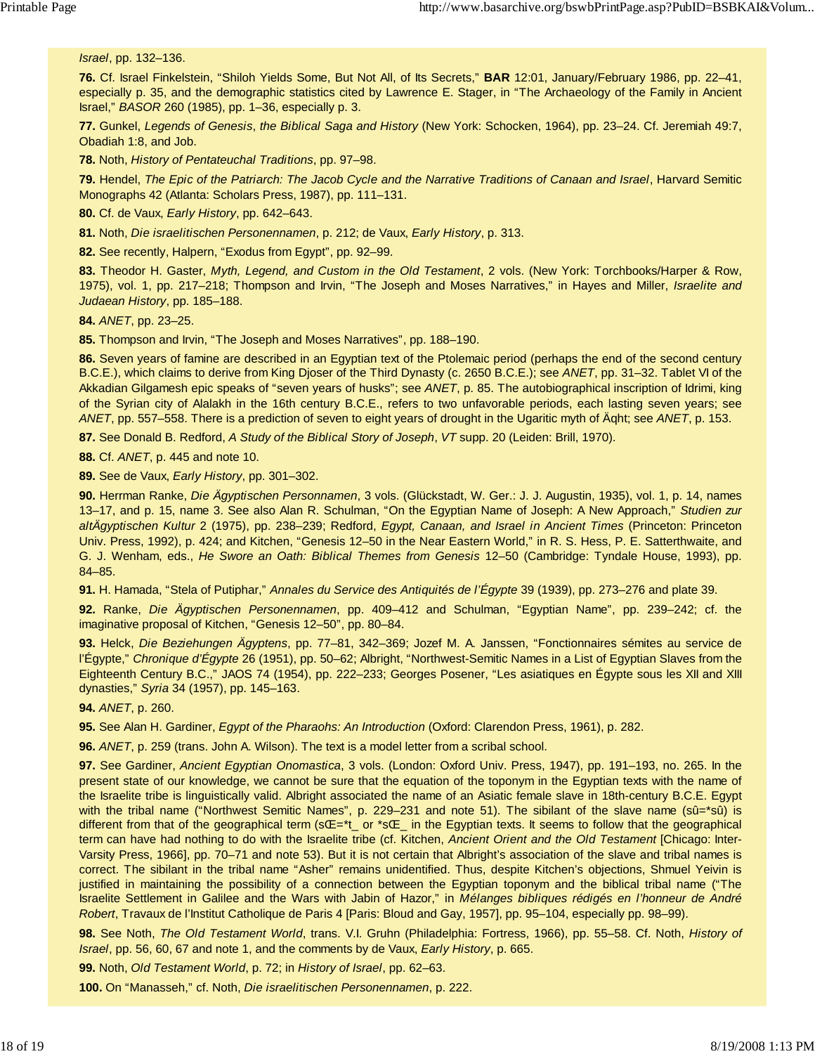*Israel*, pp. 132–136.

**76.** Cf. Israel Finkelstein, "Shiloh Yields Some, But Not All, of Its Secrets," **BAR** 12:01, January/February 1986, pp. 22–41, especially p. 35, and the demographic statistics cited by Lawrence E. Stager, in "The Archaeology of the Family in Ancient Israel," *BASOR* 260 (1985), pp. 1–36, especially p. 3.

**77.** Gunkel, *Legends of Genesis*, *the Biblical Saga and History* (New York: Schocken, 1964), pp. 23–24. Cf. Jeremiah 49:7, Obadiah 1:8, and Job.

**78.** Noth, *History of Pentateuchal Traditions*, pp. 97–98.

**79.** Hendel, *The Epic of the Patriarch: The Jacob Cycle and the Narrative Traditions of Canaan and Israel*, Harvard Semitic Monographs 42 (Atlanta: Scholars Press, 1987), pp. 111–131.

**80.** Cf. de Vaux, *Early History*, pp. 642–643.

**81.** Noth, *Die israelitischen Personennamen*, p. 212; de Vaux, *Early History*, p. 313.

**82.** See recently, Halpern, "Exodus from Egypt", pp. 92–99.

**83.** Theodor H. Gaster, *Myth, Legend, and Custom in the Old Testament*, 2 vols. (New York: Torchbooks/Harper & Row, 1975), vol. 1, pp. 217–218; Thompson and Irvin, "The Joseph and Moses Narratives," in Hayes and Miller, *Israelite and Judaean History*, pp. 185–188.

**84.** *ANET*, pp. 23–25.

**85.** Thompson and Irvin, "The Joseph and Moses Narratives", pp. 188–190.

**86.** Seven years of famine are described in an Egyptian text of the Ptolemaic period (perhaps the end of the second century B.C.E.), which claims to derive from King Djoser of the Third Dynasty (c. 2650 B.C.E.); see *ANET*, pp. 31–32. Tablet VI of the Akkadian Gilgamesh epic speaks of "seven years of husks"; see *ANET*, p. 85. The autobiographical inscription of Idrimi, king of the Syrian city of Alalakh in the 16th century B.C.E., refers to two unfavorable periods, each lasting seven years; see *ANET*, pp. 557–558. There is a prediction of seven to eight years of drought in the Ugaritic myth of Äqht; see *ANET*, p. 153.

**87.** See Donald B. Redford, *A Study of the Biblical Story of Joseph*, *VT* supp. 20 (Leiden: Brill, 1970).

**88.** Cf. *ANET*, p. 445 and note 10.

**89.** See de Vaux, *Early History*, pp. 301–302.

**90.** Herrman Ranke, *Die Ägyptischen Personnamen*, 3 vols. (Glückstadt, W. Ger.: J. J. Augustin, 1935), vol. 1, p. 14, names 13–17, and p. 15, name 3. See also Alan R. Schulman, "On the Egyptian Name of Joseph: A New Approach," *Studien zur altÄgyptischen Kultur* 2 (1975), pp. 238–239; Redford, *Egypt, Canaan, and Israel in Ancient Times* (Princeton: Princeton Univ. Press, 1992), p. 424; and Kitchen, "Genesis 12–50 in the Near Eastern World," in R. S. Hess, P. E. Satterthwaite, and G. J. Wenham, eds., *He Swore an Oath: Biblical Themes from Genesis* 12–50 (Cambridge: Tyndale House, 1993), pp. 84–85.

**91.** H. Hamada, "Stela of Putiphar," *Annales du Service des Antiquités de l'Égypte* 39 (1939), pp. 273–276 and plate 39.

**92.** Ranke, *Die Ägyptischen Personennamen*, pp. 409–412 and Schulman, "Egyptian Name", pp. 239–242; cf. the imaginative proposal of Kitchen, "Genesis 12–50", pp. 80–84.

**93.** Helck, *Die Beziehungen Ägyptens*, pp. 77–81, 342–369; Jozef M. A. Janssen, "Fonctionnaires sémites au service de l'Égypte," *Chronique d'Égypte* 26 (1951), pp. 50–62; Albright, "Northwest-Semitic Names in a List of Egyptian Slaves from the Eighteenth Century B.C.," JAOS 74 (1954), pp. 222–233; Georges Posener, "Les asiatiques en Égypte sous les XII and XIII dynasties," *Syria* 34 (1957), pp. 145–163.

**94.** *ANET*, p. 260.

**95.** See Alan H. Gardiner, *Egypt of the Pharaohs: An Introduction* (Oxford: Clarendon Press, 1961), p. 282.

**96.** *ANET*, p. 259 (trans. John A. Wilson). The text is a model letter from a scribal school.

**97.** See Gardiner, *Ancient Egyptian Onomastica*, 3 vols. (London: Oxford Univ. Press, 1947), pp. 191–193, no. 265. In the present state of our knowledge, we cannot be sure that the equation of the toponym in the Egyptian texts with the name of the Israelite tribe is linguistically valid. Albright associated the name of an Asiatic female slave in 18th-century B.C.E. Egypt with the tribal name ("Northwest Semitic Names", p. 229–231 and note 51). The sibilant of the slave name (sû=*sû) is different from that of the geographical term (sŒ=*t_ or *sŒ_ in the Egyptian texts. It seems to follow that the geographical term can have had nothing to do with the Israelite tribe (cf. Kitchen, *Ancient Orient and the Old Testament* [Chicago: Inter-Varsity Press, 1966], pp. 70–71 and note 53). But it is not certain that Albright's association of the slave and tribal names is correct. The sibilant in the tribal name "Asher" remains unidentified. Thus, despite Kitchen's objections, Shmuel Yeivin is justified in maintaining the possibility of a connection between the Egyptian toponym and the biblical tribal name ("The Israelite Settlement in Galilee and the Wars with Jabin of Hazor," in *Mélanges bibliques rédigés en l'honneur de André Robert*, Travaux de l'Institut Catholique de Paris 4 [Paris: Bloud and Gay, 1957], pp. 95–104, especially pp. 98–99).

**98.** See Noth, *The Old Testament World*, trans. V.I. Gruhn (Philadelphia: Fortress, 1966), pp. 55–58. Cf. Noth, *History of Israel*, pp. 56, 60, 67 and note 1, and the comments by de Vaux, *Early History*, p. 665.

**99.** Noth, *Old Testament World*, p. 72; in *History of Israel*, pp. 62–63.

**100.** On "Manasseh," cf. Noth, *Die israelitischen Personennamen*, p. 222.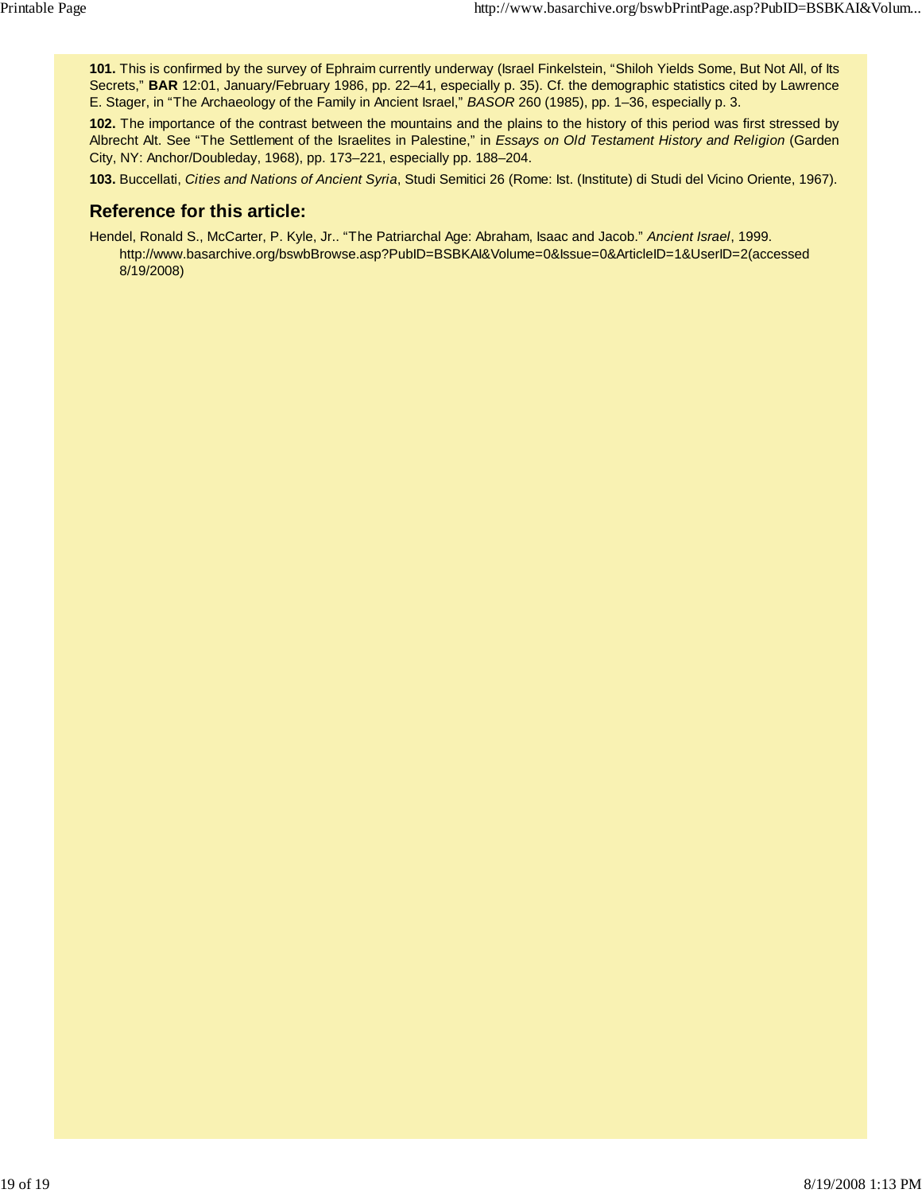**101.** This is confirmed by the survey of Ephraim currently underway (Israel Finkelstein, "Shiloh Yields Some, But Not All, of Its Secrets," **BAR** 12:01, January/February 1986, pp. 22–41, especially p. 35). Cf. the demographic statistics cited by Lawrence E. Stager, in "The Archaeology of the Family in Ancient Israel," *BASOR* 260 (1985), pp. 1–36, especially p. 3.

**102.** The importance of the contrast between the mountains and the plains to the history of this period was first stressed by Albrecht Alt. See "The Settlement of the Israelites in Palestine," in *Essays on Old Testament History and Religion* (Garden City, NY: Anchor/Doubleday, 1968), pp. 173–221, especially pp. 188–204.

**103.** Buccellati, *Cities and Nations of Ancient Syria*, Studi Semitici 26 (Rome: Ist. (Institute) di Studi del Vicino Oriente, 1967).

## Reference for this article:

Hendel, Ronald S., McCarter, P. Kyle, Jr.. "The Patriarchal Age: Abraham, Isaac and Jacob." *Ancient Israel*, 1999. http://www.basarchive.org/bswbBrowse.asp?PubID=BSBKAI&Volume=0&Issue=0&ArticleID=1&UserID=2(accessed 8/19/2008)